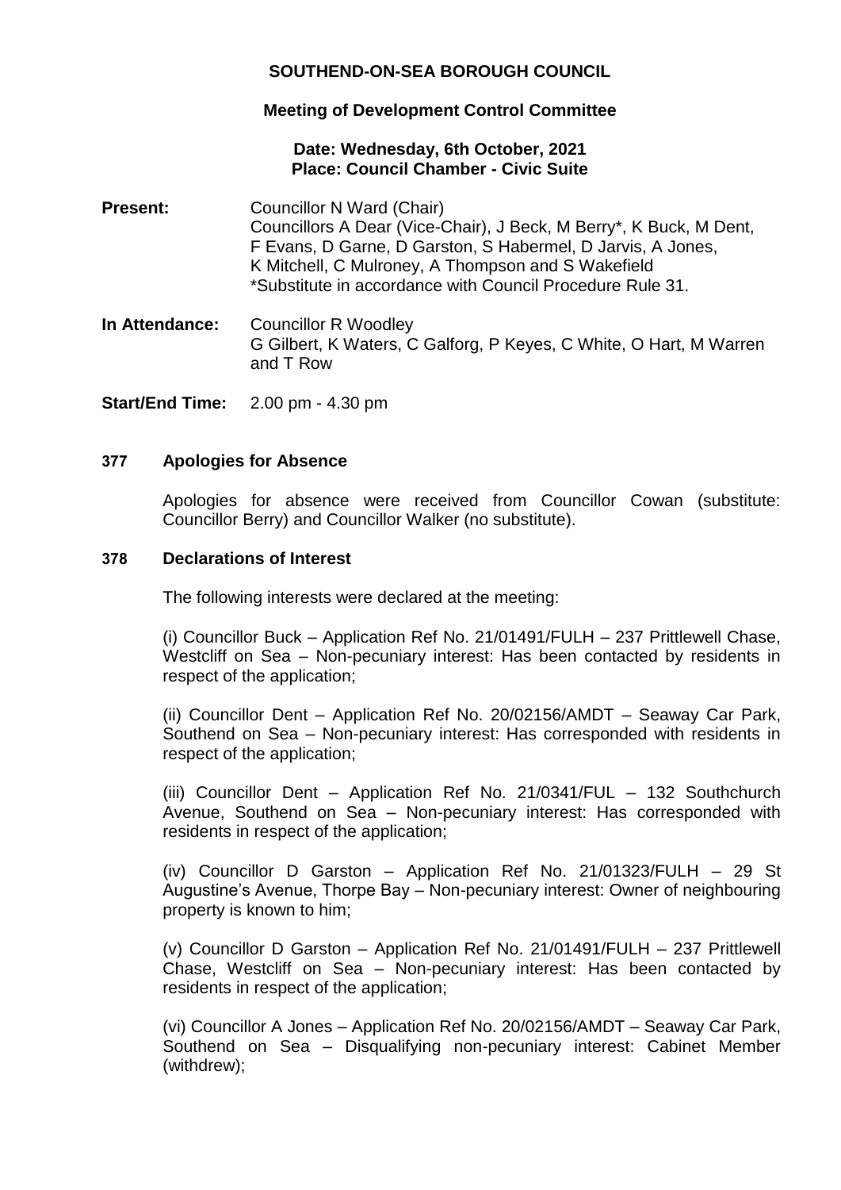# SOUTHEND-ON-SEA BOROUGH COUNCIL

## Meeting of Development Control Committee

**Date: Wednesday, 6th October, 2021**
**Place: Council Chamber - Civic Suite**

**Present:** Councillor N Ward (Chair)
Councillors A Dear (Vice-Chair), J Beck, M Berry*, K Buck, M Dent, F Evans, D Garne, D Garston, S Habermel, D Jarvis, A Jones, K Mitchell, C Mulroney, A Thompson and S Wakefield
*Substitute in accordance with Council Procedure Rule 31.

**In Attendance:** Councillor R Woodley
G Gilbert, K Waters, C Galforg, P Keyes, C White, O Hart, M Warren and T Row

**Start/End Time:** 2.00 pm - 4.30 pm

### 377 Apologies for Absence

Apologies for absence were received from Councillor Cowan (substitute: Councillor Berry) and Councillor Walker (no substitute).

### 378 Declarations of Interest

The following interests were declared at the meeting:

(i) Councillor Buck – Application Ref No. 21/01491/FULH – 237 Prittlewell Chase, Westcliff on Sea – Non-pecuniary interest: Has been contacted by residents in respect of the application;

(ii) Councillor Dent – Application Ref No. 20/02156/AMDT – Seaway Car Park, Southend on Sea – Non-pecuniary interest: Has corresponded with residents in respect of the application;

(iii) Councillor Dent – Application Ref No. 21/0341/FUL – 132 Southchurch Avenue, Southend on Sea – Non-pecuniary interest: Has corresponded with residents in respect of the application;

(iv) Councillor D Garston – Application Ref No. 21/01323/FULH – 29 St Augustine's Avenue, Thorpe Bay – Non-pecuniary interest: Owner of neighbouring property is known to him;

(v) Councillor D Garston – Application Ref No. 21/01491/FULH – 237 Prittlewell Chase, Westcliff on Sea – Non-pecuniary interest: Has been contacted by residents in respect of the application;

(vi) Councillor A Jones – Application Ref No. 20/02156/AMDT – Seaway Car Park, Southend on Sea – Disqualifying non-pecuniary interest: Cabinet Member (withdrew);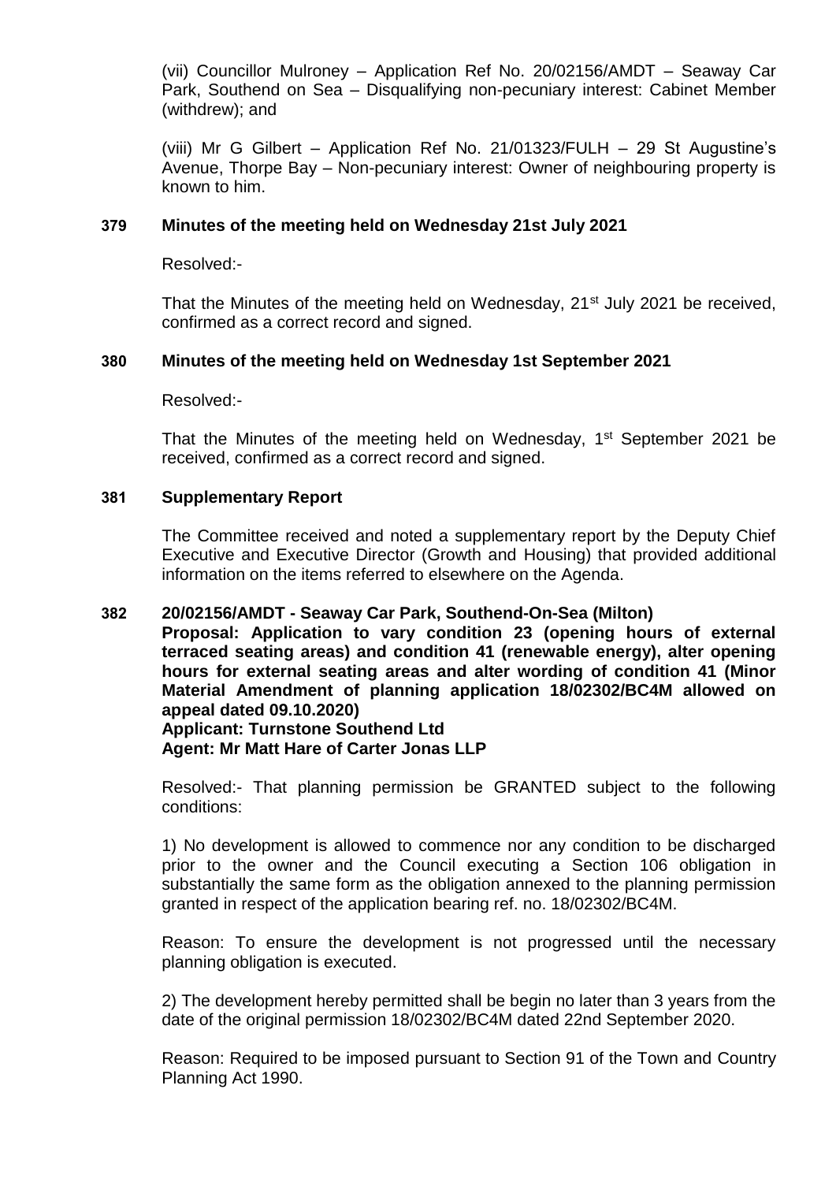(vii) Councillor Mulroney – Application Ref No. 20/02156/AMDT – Seaway Car Park, Southend on Sea – Disqualifying non-pecuniary interest: Cabinet Member (withdrew); and

(viii) Mr G Gilbert – Application Ref No. 21/01323/FULH – 29 St Augustine's Avenue, Thorpe Bay – Non-pecuniary interest: Owner of neighbouring property is known to him.

## 379 Minutes of the meeting held on Wednesday 21st July 2021

Resolved:-

That the Minutes of the meeting held on Wednesday, 21st July 2021 be received, confirmed as a correct record and signed.

## 380 Minutes of the meeting held on Wednesday 1st September 2021

Resolved:-

That the Minutes of the meeting held on Wednesday, 1st September 2021 be received, confirmed as a correct record and signed.

## 381 Supplementary Report

The Committee received and noted a supplementary report by the Deputy Chief Executive and Executive Director (Growth and Housing) that provided additional information on the items referred to elsewhere on the Agenda.

## 382 20/02156/AMDT - Seaway Car Park, Southend-On-Sea (Milton)

**Proposal: Application to vary condition 23 (opening hours of external terraced seating areas) and condition 41 (renewable energy), alter opening hours for external seating areas and alter wording of condition 41 (Minor Material Amendment of planning application 18/02302/BC4M allowed on appeal dated 09.10.2020)**
**Applicant: Turnstone Southend Ltd**
**Agent: Mr Matt Hare of Carter Jonas LLP**

Resolved:- That planning permission be GRANTED subject to the following conditions:

1) No development is allowed to commence nor any condition to be discharged prior to the owner and the Council executing a Section 106 obligation in substantially the same form as the obligation annexed to the planning permission granted in respect of the application bearing ref. no. 18/02302/BC4M.

Reason: To ensure the development is not progressed until the necessary planning obligation is executed.

2) The development hereby permitted shall be begin no later than 3 years from the date of the original permission 18/02302/BC4M dated 22nd September 2020.

Reason: Required to be imposed pursuant to Section 91 of the Town and Country Planning Act 1990.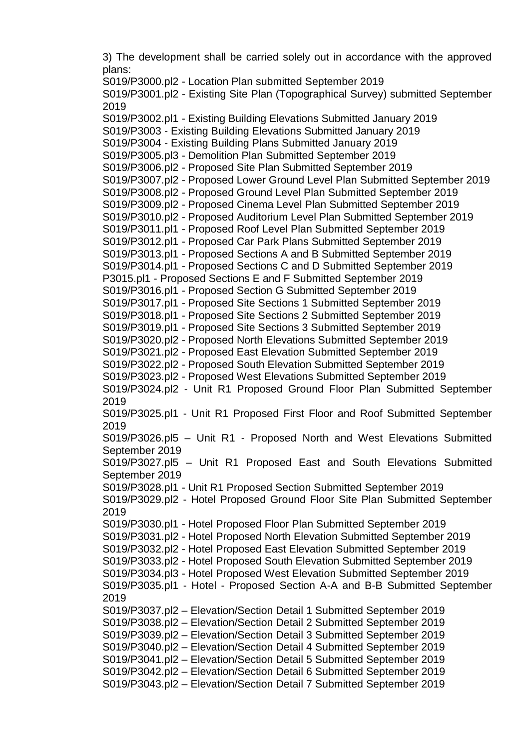3) The development shall be carried solely out in accordance with the approved plans:

S019/P3000.pl2 - Location Plan submitted September 2019
S019/P3001.pl2 - Existing Site Plan (Topographical Survey) submitted September 2019
S019/P3002.pl1 - Existing Building Elevations Submitted January 2019
S019/P3003 - Existing Building Elevations Submitted January 2019
S019/P3004 - Existing Building Plans Submitted January 2019
S019/P3005.pl3 - Demolition Plan Submitted September 2019
S019/P3006.pl2 - Proposed Site Plan Submitted September 2019
S019/P3007.pl2 - Proposed Lower Ground Level Plan Submitted September 2019
S019/P3008.pl2 - Proposed Ground Level Plan Submitted September 2019
S019/P3009.pl2 - Proposed Cinema Level Plan Submitted September 2019
S019/P3010.pl2 - Proposed Auditorium Level Plan Submitted September 2019
S019/P3011.pl1 - Proposed Roof Level Plan Submitted September 2019
S019/P3012.pl1 - Proposed Car Park Plans Submitted September 2019
S019/P3013.pl1 - Proposed Sections A and B Submitted September 2019
S019/P3014.pl1 - Proposed Sections C and D Submitted September 2019
P3015.pl1 - Proposed Sections E and F Submitted September 2019
S019/P3016.pl1 - Proposed Section G Submitted September 2019
S019/P3017.pl1 - Proposed Site Sections 1 Submitted September 2019
S019/P3018.pl1 - Proposed Site Sections 2 Submitted September 2019
S019/P3019.pl1 - Proposed Site Sections 3 Submitted September 2019
S019/P3020.pl2 - Proposed North Elevations Submitted September 2019
S019/P3021.pl2 - Proposed East Elevation Submitted September 2019
S019/P3022.pl2 - Proposed South Elevation Submitted September 2019
S019/P3023.pl2 - Proposed West Elevations Submitted September 2019
S019/P3024.pl2 - Unit R1 Proposed Ground Floor Plan Submitted September 2019
S019/P3025.pl1 - Unit R1 Proposed First Floor and Roof Submitted September 2019
S019/P3026.pl5 – Unit R1 - Proposed North and West Elevations Submitted September 2019
S019/P3027.pl5 – Unit R1 Proposed East and South Elevations Submitted September 2019
S019/P3028.pl1 - Unit R1 Proposed Section Submitted September 2019
S019/P3029.pl2 - Hotel Proposed Ground Floor Site Plan Submitted September 2019
S019/P3030.pl1 - Hotel Proposed Floor Plan Submitted September 2019
S019/P3031.pl2 - Hotel Proposed North Elevation Submitted September 2019
S019/P3032.pl2 - Hotel Proposed East Elevation Submitted September 2019
S019/P3033.pl2 - Hotel Proposed South Elevation Submitted September 2019
S019/P3034.pl3 - Hotel Proposed West Elevation Submitted September 2019
S019/P3035.pl1 - Hotel - Proposed Section A-A and B-B Submitted September 2019
S019/P3037.pl2 – Elevation/Section Detail 1 Submitted September 2019
S019/P3038.pl2 – Elevation/Section Detail 2 Submitted September 2019
S019/P3039.pl2 – Elevation/Section Detail 3 Submitted September 2019
S019/P3040.pl2 – Elevation/Section Detail 4 Submitted September 2019
S019/P3041.pl2 – Elevation/Section Detail 5 Submitted September 2019
S019/P3042.pl2 – Elevation/Section Detail 6 Submitted September 2019
S019/P3043.pl2 – Elevation/Section Detail 7 Submitted September 2019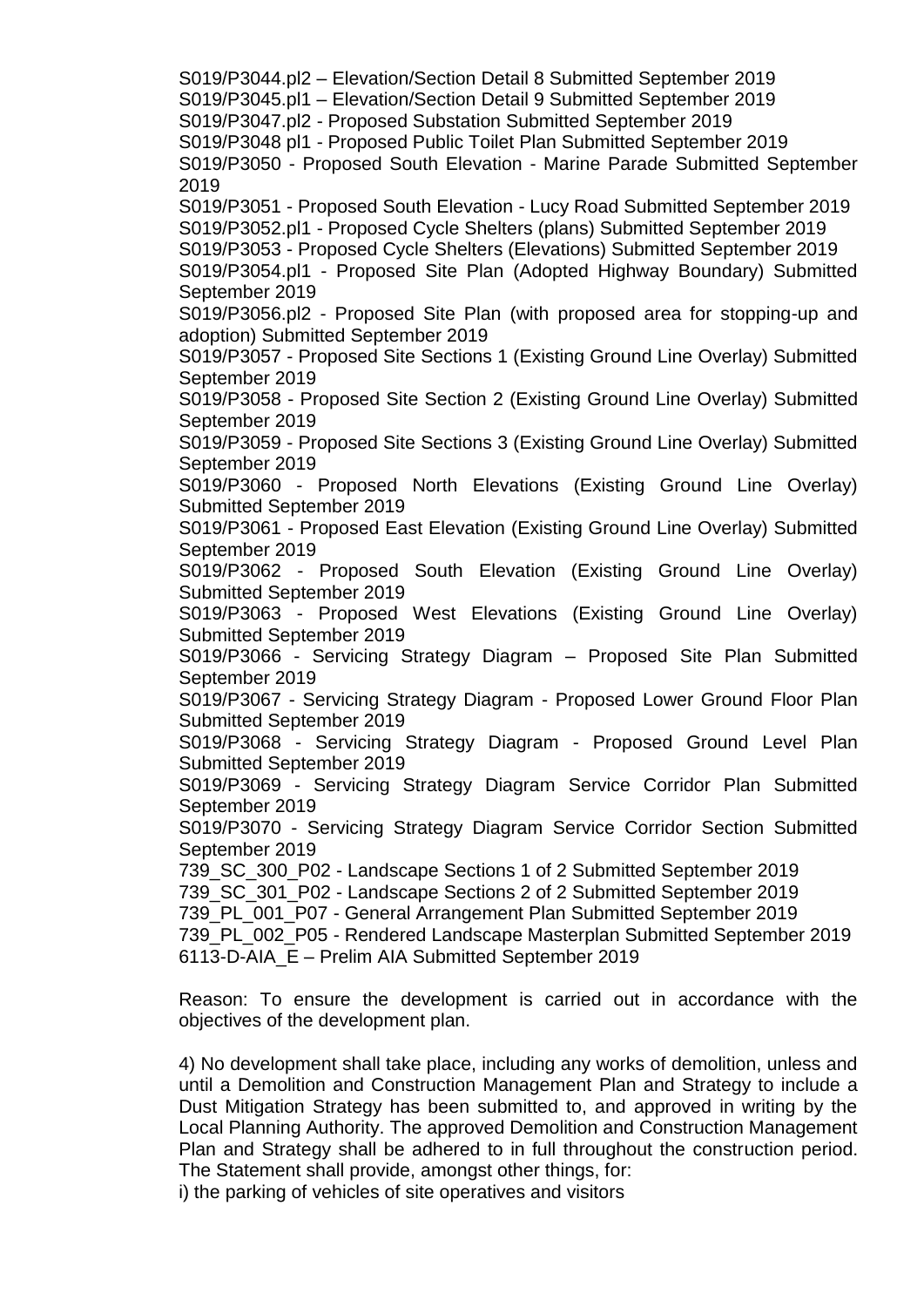S019/P3044.pl2 – Elevation/Section Detail 8 Submitted September 2019
S019/P3045.pl1 – Elevation/Section Detail 9 Submitted September 2019
S019/P3047.pl2 - Proposed Substation Submitted September 2019
S019/P3048 pl1 - Proposed Public Toilet Plan Submitted September 2019
S019/P3050 - Proposed South Elevation - Marine Parade Submitted September 2019
S019/P3051 - Proposed South Elevation - Lucy Road Submitted September 2019
S019/P3052.pl1 - Proposed Cycle Shelters (plans) Submitted September 2019
S019/P3053 - Proposed Cycle Shelters (Elevations) Submitted September 2019
S019/P3054.pl1 - Proposed Site Plan (Adopted Highway Boundary) Submitted September 2019
S019/P3056.pl2 - Proposed Site Plan (with proposed area for stopping-up and adoption) Submitted September 2019
S019/P3057 - Proposed Site Sections 1 (Existing Ground Line Overlay) Submitted September 2019
S019/P3058 - Proposed Site Section 2 (Existing Ground Line Overlay) Submitted September 2019
S019/P3059 - Proposed Site Sections 3 (Existing Ground Line Overlay) Submitted September 2019
S019/P3060 - Proposed North Elevations (Existing Ground Line Overlay) Submitted September 2019
S019/P3061 - Proposed East Elevation (Existing Ground Line Overlay) Submitted September 2019
S019/P3062 - Proposed South Elevation (Existing Ground Line Overlay) Submitted September 2019
S019/P3063 - Proposed West Elevations (Existing Ground Line Overlay) Submitted September 2019
S019/P3066 - Servicing Strategy Diagram – Proposed Site Plan Submitted September 2019
S019/P3067 - Servicing Strategy Diagram - Proposed Lower Ground Floor Plan Submitted September 2019
S019/P3068 - Servicing Strategy Diagram - Proposed Ground Level Plan Submitted September 2019
S019/P3069 - Servicing Strategy Diagram Service Corridor Plan Submitted September 2019
S019/P3070 - Servicing Strategy Diagram Service Corridor Section Submitted September 2019
739_SC_300_P02 - Landscape Sections 1 of 2 Submitted September 2019
739_SC_301_P02 - Landscape Sections 2 of 2 Submitted September 2019
739_PL_001_P07 - General Arrangement Plan Submitted September 2019
739_PL_002_P05 - Rendered Landscape Masterplan Submitted September 2019
6113-D-AIA_E – Prelim AIA Submitted September 2019

Reason: To ensure the development is carried out in accordance with the objectives of the development plan.

4) No development shall take place, including any works of demolition, unless and until a Demolition and Construction Management Plan and Strategy to include a Dust Mitigation Strategy has been submitted to, and approved in writing by the Local Planning Authority. The approved Demolition and Construction Management Plan and Strategy shall be adhered to in full throughout the construction period. The Statement shall provide, amongst other things, for:

i) the parking of vehicles of site operatives and visitors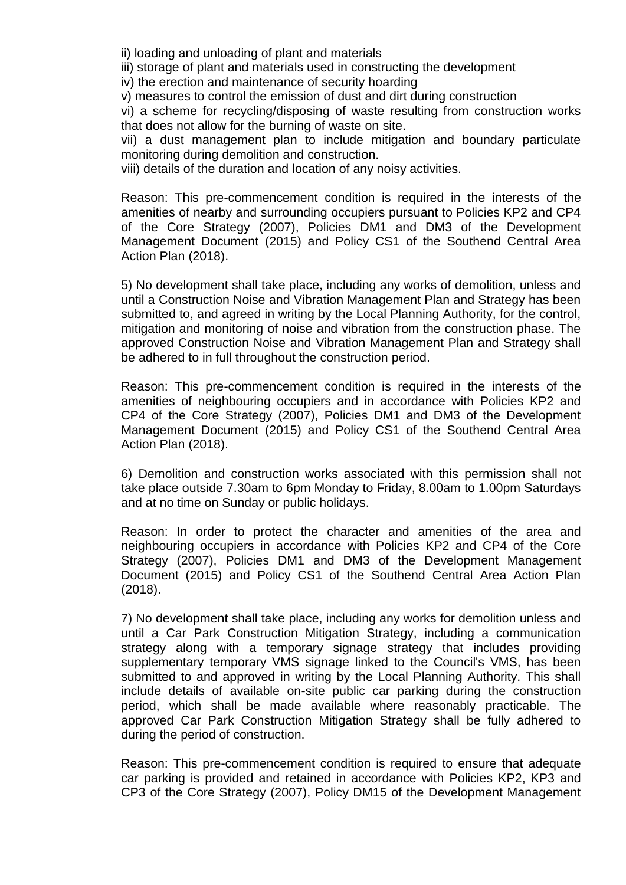ii) loading and unloading of plant and materials
iii) storage of plant and materials used in constructing the development
iv) the erection and maintenance of security hoarding
v) measures to control the emission of dust and dirt during construction
vi) a scheme for recycling/disposing of waste resulting from construction works that does not allow for the burning of waste on site.
vii) a dust management plan to include mitigation and boundary particulate monitoring during demolition and construction.
viii) details of the duration and location of any noisy activities.

Reason: This pre-commencement condition is required in the interests of the amenities of nearby and surrounding occupiers pursuant to Policies KP2 and CP4 of the Core Strategy (2007), Policies DM1 and DM3 of the Development Management Document (2015) and Policy CS1 of the Southend Central Area Action Plan (2018).

5) No development shall take place, including any works of demolition, unless and until a Construction Noise and Vibration Management Plan and Strategy has been submitted to, and agreed in writing by the Local Planning Authority, for the control, mitigation and monitoring of noise and vibration from the construction phase. The approved Construction Noise and Vibration Management Plan and Strategy shall be adhered to in full throughout the construction period.

Reason: This pre-commencement condition is required in the interests of the amenities of neighbouring occupiers and in accordance with Policies KP2 and CP4 of the Core Strategy (2007), Policies DM1 and DM3 of the Development Management Document (2015) and Policy CS1 of the Southend Central Area Action Plan (2018).

6) Demolition and construction works associated with this permission shall not take place outside 7.30am to 6pm Monday to Friday, 8.00am to 1.00pm Saturdays and at no time on Sunday or public holidays.

Reason: In order to protect the character and amenities of the area and neighbouring occupiers in accordance with Policies KP2 and CP4 of the Core Strategy (2007), Policies DM1 and DM3 of the Development Management Document (2015) and Policy CS1 of the Southend Central Area Action Plan (2018).

7) No development shall take place, including any works for demolition unless and until a Car Park Construction Mitigation Strategy, including a communication strategy along with a temporary signage strategy that includes providing supplementary temporary VMS signage linked to the Council's VMS, has been submitted to and approved in writing by the Local Planning Authority. This shall include details of available on-site public car parking during the construction period, which shall be made available where reasonably practicable. The approved Car Park Construction Mitigation Strategy shall be fully adhered to during the period of construction.

Reason: This pre-commencement condition is required to ensure that adequate car parking is provided and retained in accordance with Policies KP2, KP3 and CP3 of the Core Strategy (2007), Policy DM15 of the Development Management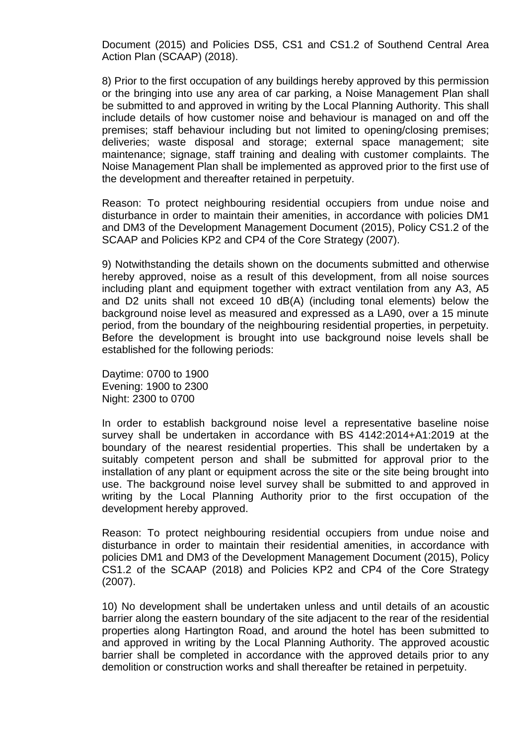Document (2015) and Policies DS5, CS1 and CS1.2 of Southend Central Area Action Plan (SCAAP) (2018).

8) Prior to the first occupation of any buildings hereby approved by this permission or the bringing into use any area of car parking, a Noise Management Plan shall be submitted to and approved in writing by the Local Planning Authority. This shall include details of how customer noise and behaviour is managed on and off the premises; staff behaviour including but not limited to opening/closing premises; deliveries; waste disposal and storage; external space management; site maintenance; signage, staff training and dealing with customer complaints. The Noise Management Plan shall be implemented as approved prior to the first use of the development and thereafter retained in perpetuity.

Reason: To protect neighbouring residential occupiers from undue noise and disturbance in order to maintain their amenities, in accordance with policies DM1 and DM3 of the Development Management Document (2015), Policy CS1.2 of the SCAAP and Policies KP2 and CP4 of the Core Strategy (2007).

9) Notwithstanding the details shown on the documents submitted and otherwise hereby approved, noise as a result of this development, from all noise sources including plant and equipment together with extract ventilation from any A3, A5 and D2 units shall not exceed 10 dB(A) (including tonal elements) below the background noise level as measured and expressed as a LA90, over a 15 minute period, from the boundary of the neighbouring residential properties, in perpetuity. Before the development is brought into use background noise levels shall be established for the following periods:

Daytime: 0700 to 1900
Evening: 1900 to 2300
Night: 2300 to 0700

In order to establish background noise level a representative baseline noise survey shall be undertaken in accordance with BS 4142:2014+A1:2019 at the boundary of the nearest residential properties. This shall be undertaken by a suitably competent person and shall be submitted for approval prior to the installation of any plant or equipment across the site or the site being brought into use. The background noise level survey shall be submitted to and approved in writing by the Local Planning Authority prior to the first occupation of the development hereby approved.

Reason: To protect neighbouring residential occupiers from undue noise and disturbance in order to maintain their residential amenities, in accordance with policies DM1 and DM3 of the Development Management Document (2015), Policy CS1.2 of the SCAAP (2018) and Policies KP2 and CP4 of the Core Strategy (2007).

10) No development shall be undertaken unless and until details of an acoustic barrier along the eastern boundary of the site adjacent to the rear of the residential properties along Hartington Road, and around the hotel has been submitted to and approved in writing by the Local Planning Authority. The approved acoustic barrier shall be completed in accordance with the approved details prior to any demolition or construction works and shall thereafter be retained in perpetuity.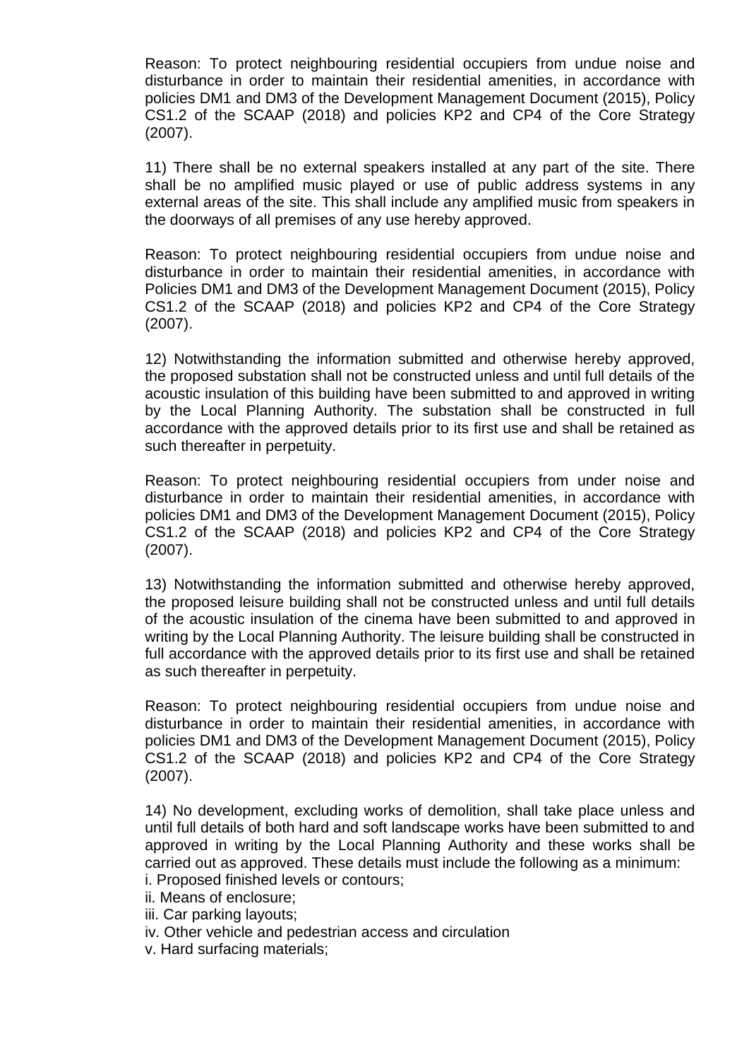Reason: To protect neighbouring residential occupiers from undue noise and disturbance in order to maintain their residential amenities, in accordance with policies DM1 and DM3 of the Development Management Document (2015), Policy CS1.2 of the SCAAP (2018) and policies KP2 and CP4 of the Core Strategy (2007).

11) There shall be no external speakers installed at any part of the site. There shall be no amplified music played or use of public address systems in any external areas of the site. This shall include any amplified music from speakers in the doorways of all premises of any use hereby approved.

Reason: To protect neighbouring residential occupiers from undue noise and disturbance in order to maintain their residential amenities, in accordance with Policies DM1 and DM3 of the Development Management Document (2015), Policy CS1.2 of the SCAAP (2018) and policies KP2 and CP4 of the Core Strategy (2007).

12) Notwithstanding the information submitted and otherwise hereby approved, the proposed substation shall not be constructed unless and until full details of the acoustic insulation of this building have been submitted to and approved in writing by the Local Planning Authority. The substation shall be constructed in full accordance with the approved details prior to its first use and shall be retained as such thereafter in perpetuity.

Reason: To protect neighbouring residential occupiers from under noise and disturbance in order to maintain their residential amenities, in accordance with policies DM1 and DM3 of the Development Management Document (2015), Policy CS1.2 of the SCAAP (2018) and policies KP2 and CP4 of the Core Strategy (2007).

13) Notwithstanding the information submitted and otherwise hereby approved, the proposed leisure building shall not be constructed unless and until full details of the acoustic insulation of the cinema have been submitted to and approved in writing by the Local Planning Authority. The leisure building shall be constructed in full accordance with the approved details prior to its first use and shall be retained as such thereafter in perpetuity.

Reason: To protect neighbouring residential occupiers from undue noise and disturbance in order to maintain their residential amenities, in accordance with policies DM1 and DM3 of the Development Management Document (2015), Policy CS1.2 of the SCAAP (2018) and policies KP2 and CP4 of the Core Strategy (2007).

14) No development, excluding works of demolition, shall take place unless and until full details of both hard and soft landscape works have been submitted to and approved in writing by the Local Planning Authority and these works shall be carried out as approved. These details must include the following as a minimum:

i. Proposed finished levels or contours;
ii. Means of enclosure;
iii. Car parking layouts;
iv. Other vehicle and pedestrian access and circulation
v. Hard surfacing materials;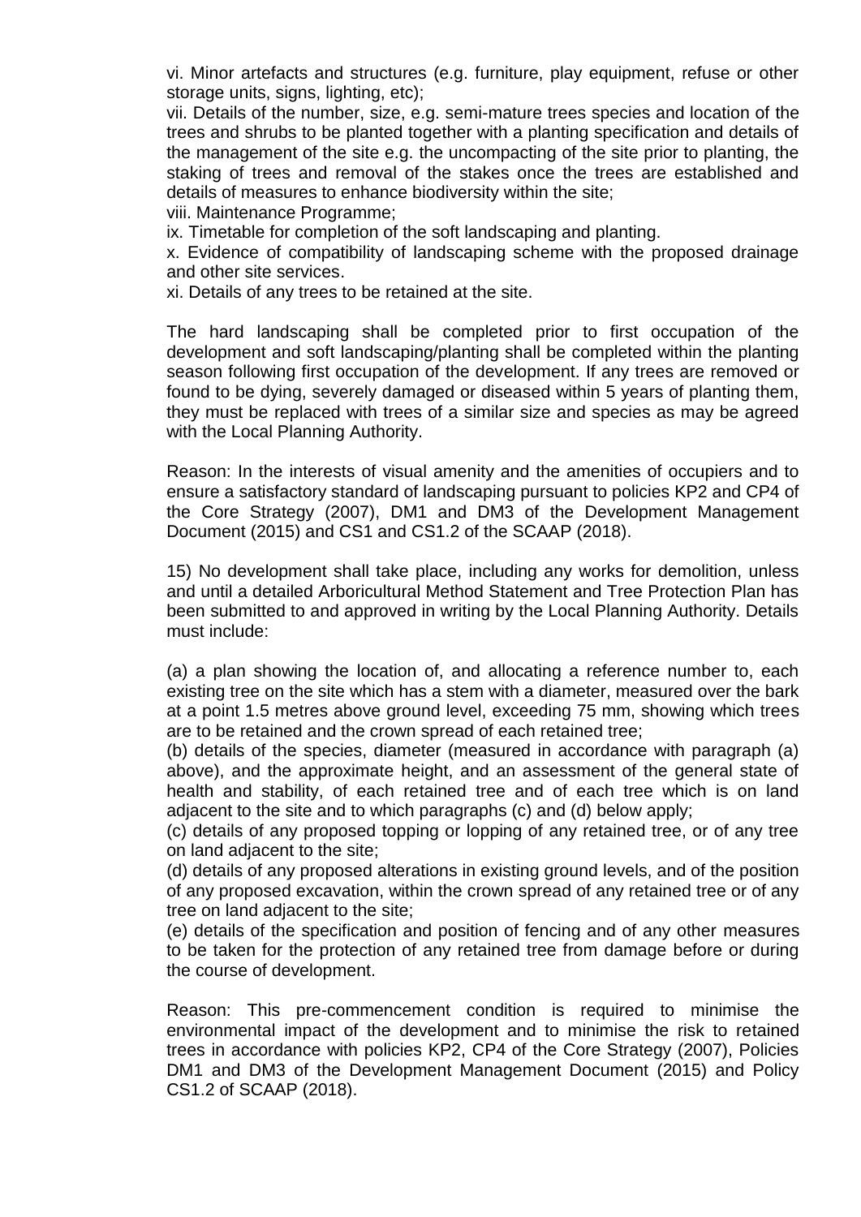vi. Minor artefacts and structures (e.g. furniture, play equipment, refuse or other storage units, signs, lighting, etc);

vii. Details of the number, size, e.g. semi-mature trees species and location of the trees and shrubs to be planted together with a planting specification and details of the management of the site e.g. the uncompacting of the site prior to planting, the staking of trees and removal of the stakes once the trees are established and details of measures to enhance biodiversity within the site;

viii. Maintenance Programme;

ix. Timetable for completion of the soft landscaping and planting.

x. Evidence of compatibility of landscaping scheme with the proposed drainage and other site services.

xi. Details of any trees to be retained at the site.

The hard landscaping shall be completed prior to first occupation of the development and soft landscaping/planting shall be completed within the planting season following first occupation of the development. If any trees are removed or found to be dying, severely damaged or diseased within 5 years of planting them, they must be replaced with trees of a similar size and species as may be agreed with the Local Planning Authority.

Reason: In the interests of visual amenity and the amenities of occupiers and to ensure a satisfactory standard of landscaping pursuant to policies KP2 and CP4 of the Core Strategy (2007), DM1 and DM3 of the Development Management Document (2015) and CS1 and CS1.2 of the SCAAP (2018).

15) No development shall take place, including any works for demolition, unless and until a detailed Arboricultural Method Statement and Tree Protection Plan has been submitted to and approved in writing by the Local Planning Authority. Details must include:

(a) a plan showing the location of, and allocating a reference number to, each existing tree on the site which has a stem with a diameter, measured over the bark at a point 1.5 metres above ground level, exceeding 75 mm, showing which trees are to be retained and the crown spread of each retained tree;

(b) details of the species, diameter (measured in accordance with paragraph (a) above), and the approximate height, and an assessment of the general state of health and stability, of each retained tree and of each tree which is on land adjacent to the site and to which paragraphs (c) and (d) below apply;

(c) details of any proposed topping or lopping of any retained tree, or of any tree on land adjacent to the site;

(d) details of any proposed alterations in existing ground levels, and of the position of any proposed excavation, within the crown spread of any retained tree or of any tree on land adjacent to the site;

(e) details of the specification and position of fencing and of any other measures to be taken for the protection of any retained tree from damage before or during the course of development.

Reason: This pre-commencement condition is required to minimise the environmental impact of the development and to minimise the risk to retained trees in accordance with policies KP2, CP4 of the Core Strategy (2007), Policies DM1 and DM3 of the Development Management Document (2015) and Policy CS1.2 of SCAAP (2018).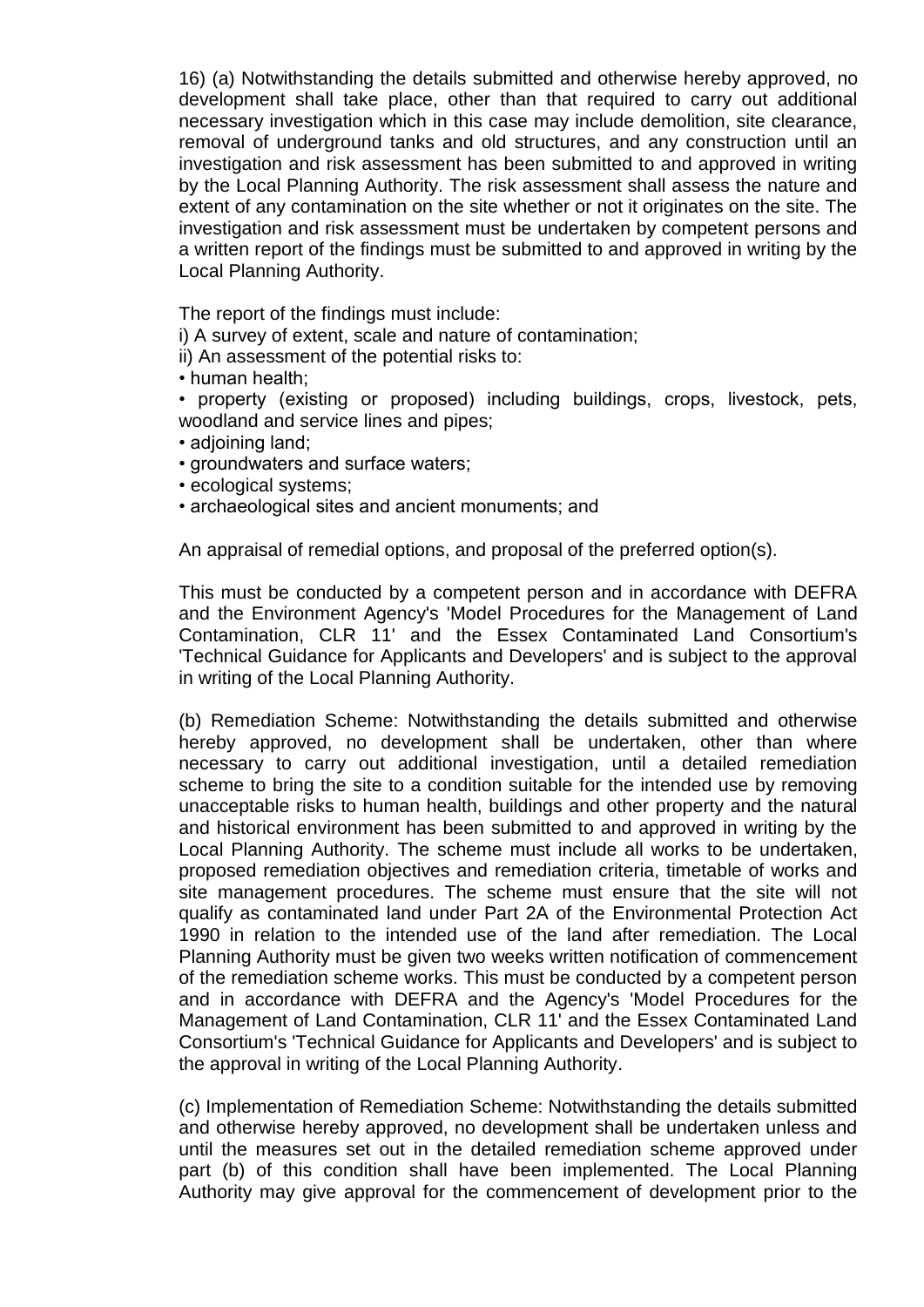16) (a) Notwithstanding the details submitted and otherwise hereby approved, no development shall take place, other than that required to carry out additional necessary investigation which in this case may include demolition, site clearance, removal of underground tanks and old structures, and any construction until an investigation and risk assessment has been submitted to and approved in writing by the Local Planning Authority. The risk assessment shall assess the nature and extent of any contamination on the site whether or not it originates on the site. The investigation and risk assessment must be undertaken by competent persons and a written report of the findings must be submitted to and approved in writing by the Local Planning Authority.

The report of the findings must include:

i) A survey of extent, scale and nature of contamination;

ii) An assessment of the potential risks to:

- human health;
- property (existing or proposed) including buildings, crops, livestock, pets, woodland and service lines and pipes;
- adjoining land;
- groundwaters and surface waters;
- ecological systems;
- archaeological sites and ancient monuments; and

An appraisal of remedial options, and proposal of the preferred option(s).

This must be conducted by a competent person and in accordance with DEFRA and the Environment Agency's 'Model Procedures for the Management of Land Contamination, CLR 11' and the Essex Contaminated Land Consortium's 'Technical Guidance for Applicants and Developers' and is subject to the approval in writing of the Local Planning Authority.

(b) Remediation Scheme: Notwithstanding the details submitted and otherwise hereby approved, no development shall be undertaken, other than where necessary to carry out additional investigation, until a detailed remediation scheme to bring the site to a condition suitable for the intended use by removing unacceptable risks to human health, buildings and other property and the natural and historical environment has been submitted to and approved in writing by the Local Planning Authority. The scheme must include all works to be undertaken, proposed remediation objectives and remediation criteria, timetable of works and site management procedures. The scheme must ensure that the site will not qualify as contaminated land under Part 2A of the Environmental Protection Act 1990 in relation to the intended use of the land after remediation. The Local Planning Authority must be given two weeks written notification of commencement of the remediation scheme works. This must be conducted by a competent person and in accordance with DEFRA and the Agency's 'Model Procedures for the Management of Land Contamination, CLR 11' and the Essex Contaminated Land Consortium's 'Technical Guidance for Applicants and Developers' and is subject to the approval in writing of the Local Planning Authority.

(c) Implementation of Remediation Scheme: Notwithstanding the details submitted and otherwise hereby approved, no development shall be undertaken unless and until the measures set out in the detailed remediation scheme approved under part (b) of this condition shall have been implemented. The Local Planning Authority may give approval for the commencement of development prior to the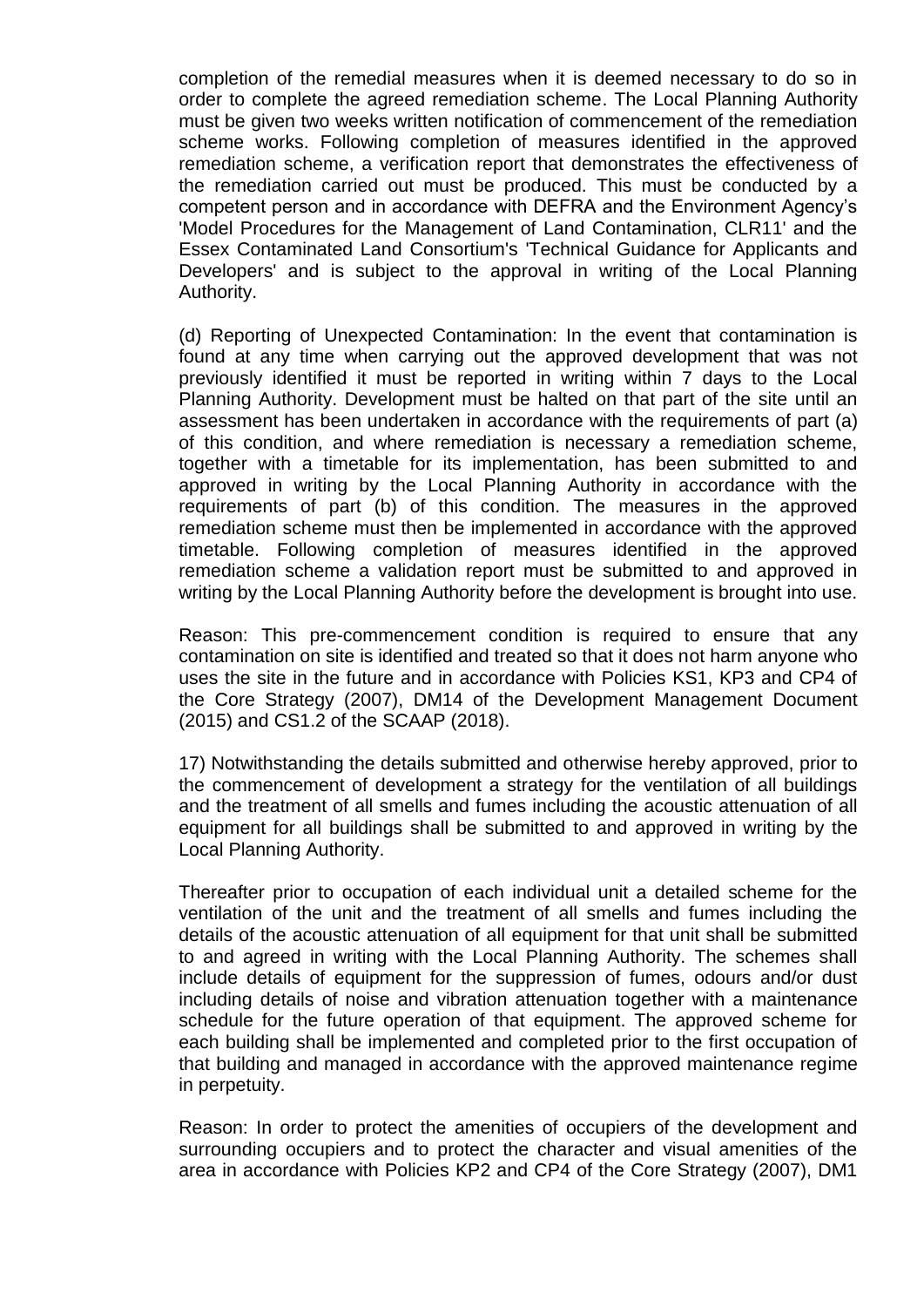completion of the remedial measures when it is deemed necessary to do so in order to complete the agreed remediation scheme. The Local Planning Authority must be given two weeks written notification of commencement of the remediation scheme works. Following completion of measures identified in the approved remediation scheme, a verification report that demonstrates the effectiveness of the remediation carried out must be produced. This must be conducted by a competent person and in accordance with DEFRA and the Environment Agency's 'Model Procedures for the Management of Land Contamination, CLR11' and the Essex Contaminated Land Consortium's 'Technical Guidance for Applicants and Developers' and is subject to the approval in writing of the Local Planning Authority.

(d) Reporting of Unexpected Contamination: In the event that contamination is found at any time when carrying out the approved development that was not previously identified it must be reported in writing within 7 days to the Local Planning Authority. Development must be halted on that part of the site until an assessment has been undertaken in accordance with the requirements of part (a) of this condition, and where remediation is necessary a remediation scheme, together with a timetable for its implementation, has been submitted to and approved in writing by the Local Planning Authority in accordance with the requirements of part (b) of this condition. The measures in the approved remediation scheme must then be implemented in accordance with the approved timetable. Following completion of measures identified in the approved remediation scheme a validation report must be submitted to and approved in writing by the Local Planning Authority before the development is brought into use.

Reason: This pre-commencement condition is required to ensure that any contamination on site is identified and treated so that it does not harm anyone who uses the site in the future and in accordance with Policies KS1, KP3 and CP4 of the Core Strategy (2007), DM14 of the Development Management Document (2015) and CS1.2 of the SCAAP (2018).

17) Notwithstanding the details submitted and otherwise hereby approved, prior to the commencement of development a strategy for the ventilation of all buildings and the treatment of all smells and fumes including the acoustic attenuation of all equipment for all buildings shall be submitted to and approved in writing by the Local Planning Authority.

Thereafter prior to occupation of each individual unit a detailed scheme for the ventilation of the unit and the treatment of all smells and fumes including the details of the acoustic attenuation of all equipment for that unit shall be submitted to and agreed in writing with the Local Planning Authority. The schemes shall include details of equipment for the suppression of fumes, odours and/or dust including details of noise and vibration attenuation together with a maintenance schedule for the future operation of that equipment. The approved scheme for each building shall be implemented and completed prior to the first occupation of that building and managed in accordance with the approved maintenance regime in perpetuity.

Reason: In order to protect the amenities of occupiers of the development and surrounding occupiers and to protect the character and visual amenities of the area in accordance with Policies KP2 and CP4 of the Core Strategy (2007), DM1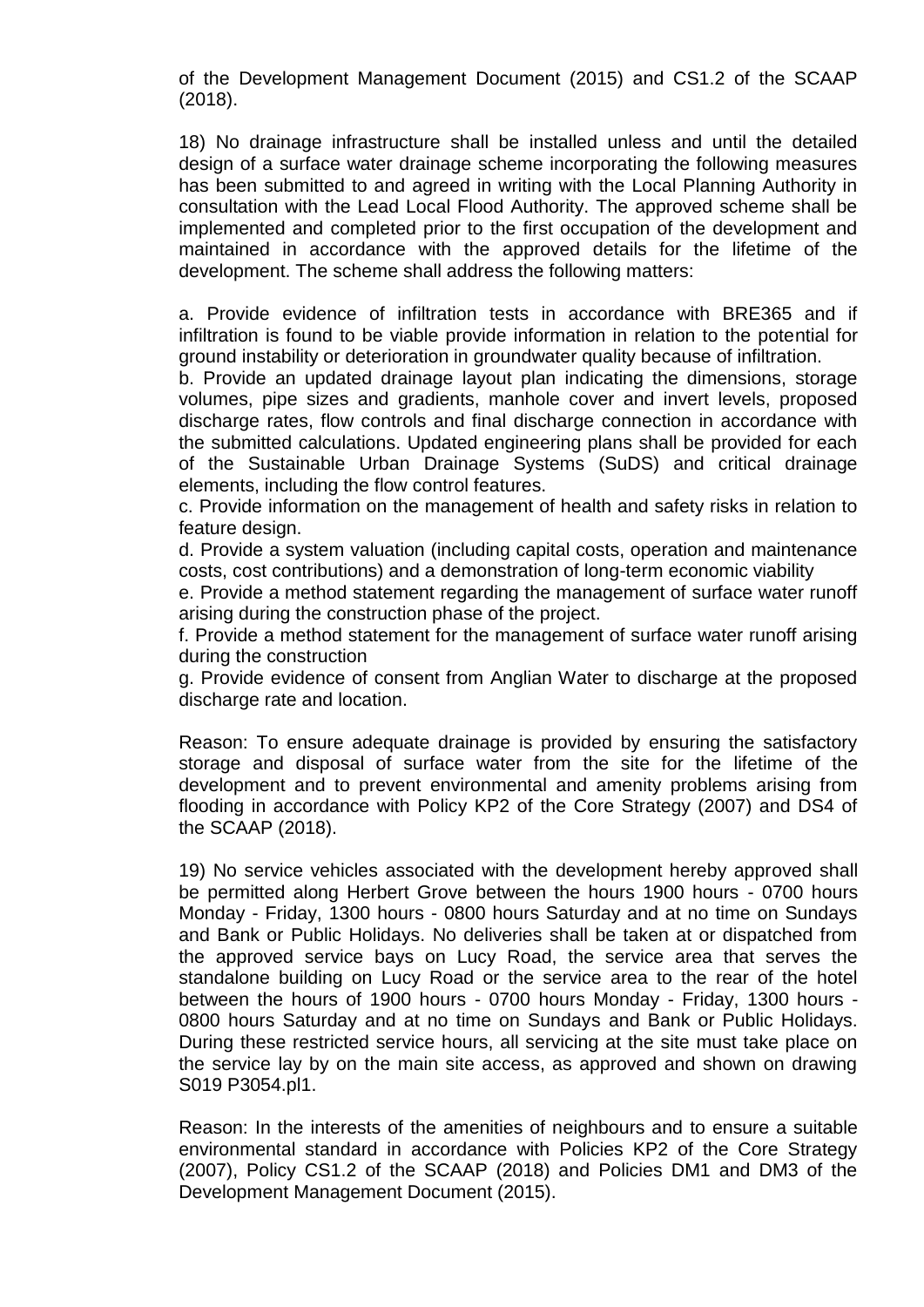of the Development Management Document (2015) and CS1.2 of the SCAAP (2018).

18) No drainage infrastructure shall be installed unless and until the detailed design of a surface water drainage scheme incorporating the following measures has been submitted to and agreed in writing with the Local Planning Authority in consultation with the Lead Local Flood Authority. The approved scheme shall be implemented and completed prior to the first occupation of the development and maintained in accordance with the approved details for the lifetime of the development. The scheme shall address the following matters:

a. Provide evidence of infiltration tests in accordance with BRE365 and if infiltration is found to be viable provide information in relation to the potential for ground instability or deterioration in groundwater quality because of infiltration.
b. Provide an updated drainage layout plan indicating the dimensions, storage volumes, pipe sizes and gradients, manhole cover and invert levels, proposed discharge rates, flow controls and final discharge connection in accordance with the submitted calculations. Updated engineering plans shall be provided for each of the Sustainable Urban Drainage Systems (SuDS) and critical drainage elements, including the flow control features.
c. Provide information on the management of health and safety risks in relation to feature design.
d. Provide a system valuation (including capital costs, operation and maintenance costs, cost contributions) and a demonstration of long-term economic viability
e. Provide a method statement regarding the management of surface water runoff arising during the construction phase of the project.
f. Provide a method statement for the management of surface water runoff arising during the construction
g. Provide evidence of consent from Anglian Water to discharge at the proposed discharge rate and location.

Reason: To ensure adequate drainage is provided by ensuring the satisfactory storage and disposal of surface water from the site for the lifetime of the development and to prevent environmental and amenity problems arising from flooding in accordance with Policy KP2 of the Core Strategy (2007) and DS4 of the SCAAP (2018).

19) No service vehicles associated with the development hereby approved shall be permitted along Herbert Grove between the hours 1900 hours - 0700 hours Monday - Friday, 1300 hours - 0800 hours Saturday and at no time on Sundays and Bank or Public Holidays. No deliveries shall be taken at or dispatched from the approved service bays on Lucy Road, the service area that serves the standalone building on Lucy Road or the service area to the rear of the hotel between the hours of 1900 hours - 0700 hours Monday - Friday, 1300 hours - 0800 hours Saturday and at no time on Sundays and Bank or Public Holidays. During these restricted service hours, all servicing at the site must take place on the service lay by on the main site access, as approved and shown on drawing S019 P3054.pl1.

Reason: In the interests of the amenities of neighbours and to ensure a suitable environmental standard in accordance with Policies KP2 of the Core Strategy (2007), Policy CS1.2 of the SCAAP (2018) and Policies DM1 and DM3 of the Development Management Document (2015).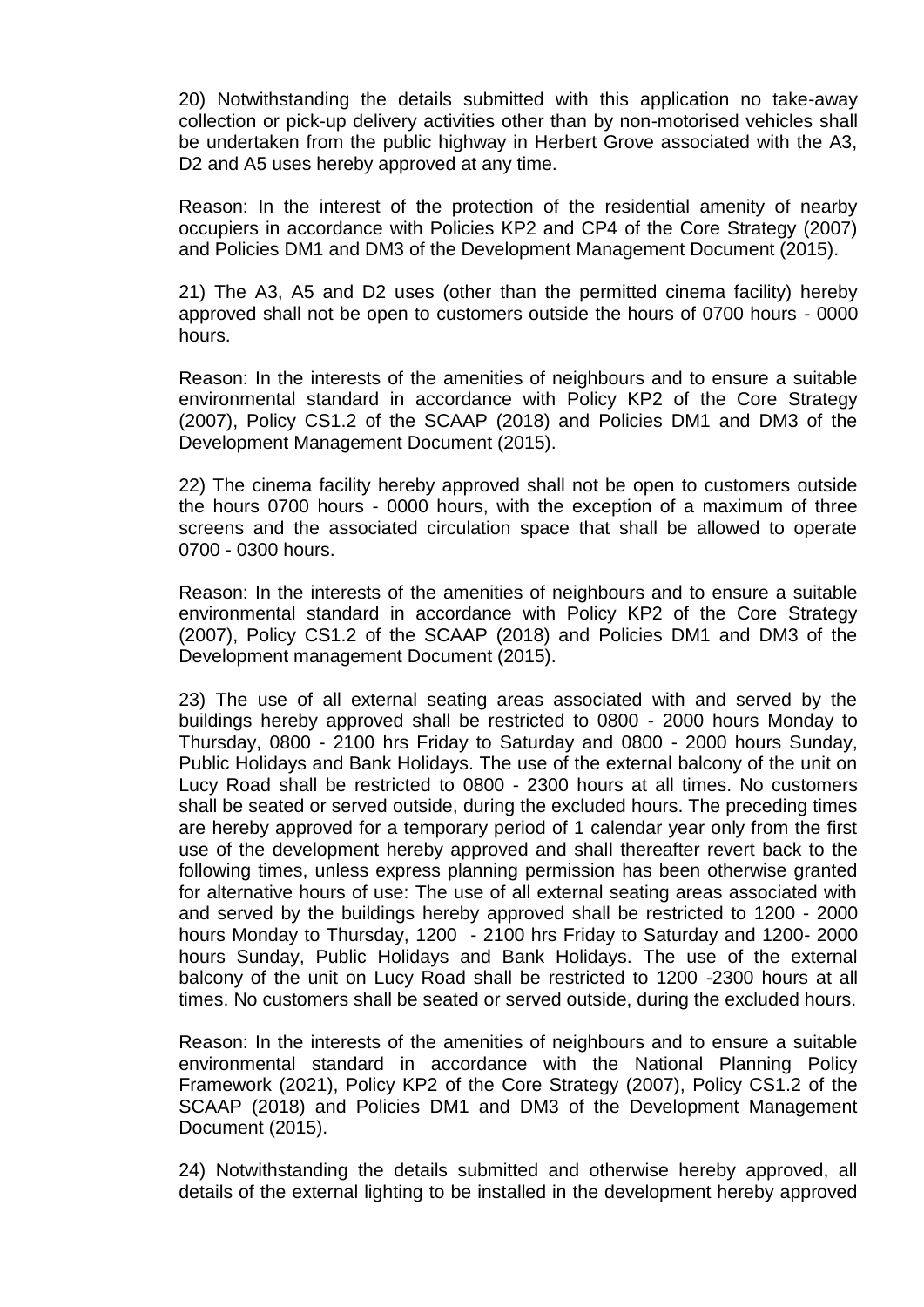20) Notwithstanding the details submitted with this application no take-away collection or pick-up delivery activities other than by non-motorised vehicles shall be undertaken from the public highway in Herbert Grove associated with the A3, D2 and A5 uses hereby approved at any time.

Reason: In the interest of the protection of the residential amenity of nearby occupiers in accordance with Policies KP2 and CP4 of the Core Strategy (2007) and Policies DM1 and DM3 of the Development Management Document (2015).

21) The A3, A5 and D2 uses (other than the permitted cinema facility) hereby approved shall not be open to customers outside the hours of 0700 hours - 0000 hours.

Reason: In the interests of the amenities of neighbours and to ensure a suitable environmental standard in accordance with Policy KP2 of the Core Strategy (2007), Policy CS1.2 of the SCAAP (2018) and Policies DM1 and DM3 of the Development Management Document (2015).

22) The cinema facility hereby approved shall not be open to customers outside the hours 0700 hours - 0000 hours, with the exception of a maximum of three screens and the associated circulation space that shall be allowed to operate 0700 - 0300 hours.

Reason: In the interests of the amenities of neighbours and to ensure a suitable environmental standard in accordance with Policy KP2 of the Core Strategy (2007), Policy CS1.2 of the SCAAP (2018) and Policies DM1 and DM3 of the Development management Document (2015).

23) The use of all external seating areas associated with and served by the buildings hereby approved shall be restricted to 0800 - 2000 hours Monday to Thursday, 0800 - 2100 hrs Friday to Saturday and 0800 - 2000 hours Sunday, Public Holidays and Bank Holidays. The use of the external balcony of the unit on Lucy Road shall be restricted to 0800 - 2300 hours at all times. No customers shall be seated or served outside, during the excluded hours. The preceding times are hereby approved for a temporary period of 1 calendar year only from the first use of the development hereby approved and shall thereafter revert back to the following times, unless express planning permission has been otherwise granted for alternative hours of use: The use of all external seating areas associated with and served by the buildings hereby approved shall be restricted to 1200 - 2000 hours Monday to Thursday, 1200 - 2100 hrs Friday to Saturday and 1200- 2000 hours Sunday, Public Holidays and Bank Holidays. The use of the external balcony of the unit on Lucy Road shall be restricted to 1200 -2300 hours at all times. No customers shall be seated or served outside, during the excluded hours.

Reason: In the interests of the amenities of neighbours and to ensure a suitable environmental standard in accordance with the National Planning Policy Framework (2021), Policy KP2 of the Core Strategy (2007), Policy CS1.2 of the SCAAP (2018) and Policies DM1 and DM3 of the Development Management Document (2015).

24) Notwithstanding the details submitted and otherwise hereby approved, all details of the external lighting to be installed in the development hereby approved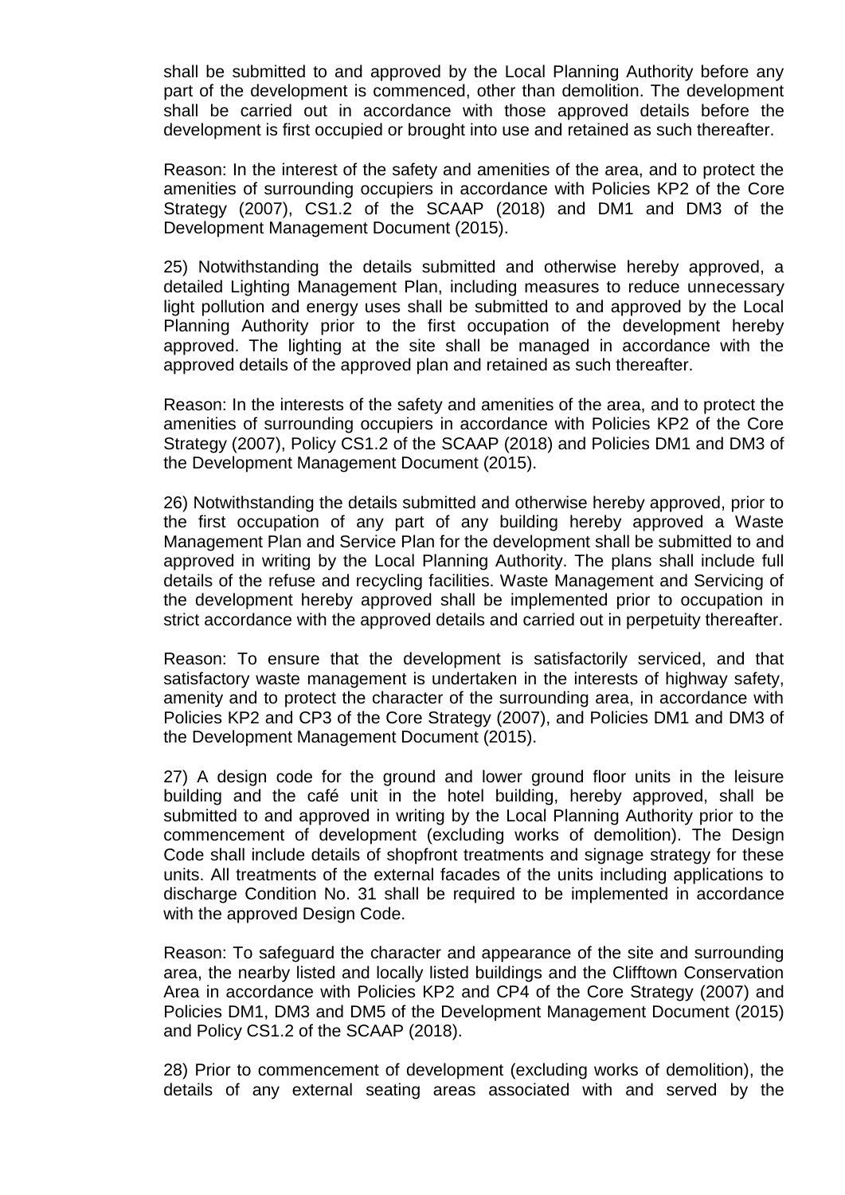shall be submitted to and approved by the Local Planning Authority before any part of the development is commenced, other than demolition. The development shall be carried out in accordance with those approved details before the development is first occupied or brought into use and retained as such thereafter.

Reason: In the interest of the safety and amenities of the area, and to protect the amenities of surrounding occupiers in accordance with Policies KP2 of the Core Strategy (2007), CS1.2 of the SCAAP (2018) and DM1 and DM3 of the Development Management Document (2015).

25) Notwithstanding the details submitted and otherwise hereby approved, a detailed Lighting Management Plan, including measures to reduce unnecessary light pollution and energy uses shall be submitted to and approved by the Local Planning Authority prior to the first occupation of the development hereby approved. The lighting at the site shall be managed in accordance with the approved details of the approved plan and retained as such thereafter.

Reason: In the interests of the safety and amenities of the area, and to protect the amenities of surrounding occupiers in accordance with Policies KP2 of the Core Strategy (2007), Policy CS1.2 of the SCAAP (2018) and Policies DM1 and DM3 of the Development Management Document (2015).

26) Notwithstanding the details submitted and otherwise hereby approved, prior to the first occupation of any part of any building hereby approved a Waste Management Plan and Service Plan for the development shall be submitted to and approved in writing by the Local Planning Authority. The plans shall include full details of the refuse and recycling facilities. Waste Management and Servicing of the development hereby approved shall be implemented prior to occupation in strict accordance with the approved details and carried out in perpetuity thereafter.

Reason: To ensure that the development is satisfactorily serviced, and that satisfactory waste management is undertaken in the interests of highway safety, amenity and to protect the character of the surrounding area, in accordance with Policies KP2 and CP3 of the Core Strategy (2007), and Policies DM1 and DM3 of the Development Management Document (2015).

27) A design code for the ground and lower ground floor units in the leisure building and the café unit in the hotel building, hereby approved, shall be submitted to and approved in writing by the Local Planning Authority prior to the commencement of development (excluding works of demolition). The Design Code shall include details of shopfront treatments and signage strategy for these units. All treatments of the external facades of the units including applications to discharge Condition No. 31 shall be required to be implemented in accordance with the approved Design Code.

Reason: To safeguard the character and appearance of the site and surrounding area, the nearby listed and locally listed buildings and the Clifftown Conservation Area in accordance with Policies KP2 and CP4 of the Core Strategy (2007) and Policies DM1, DM3 and DM5 of the Development Management Document (2015) and Policy CS1.2 of the SCAAP (2018).

28) Prior to commencement of development (excluding works of demolition), the details of any external seating areas associated with and served by the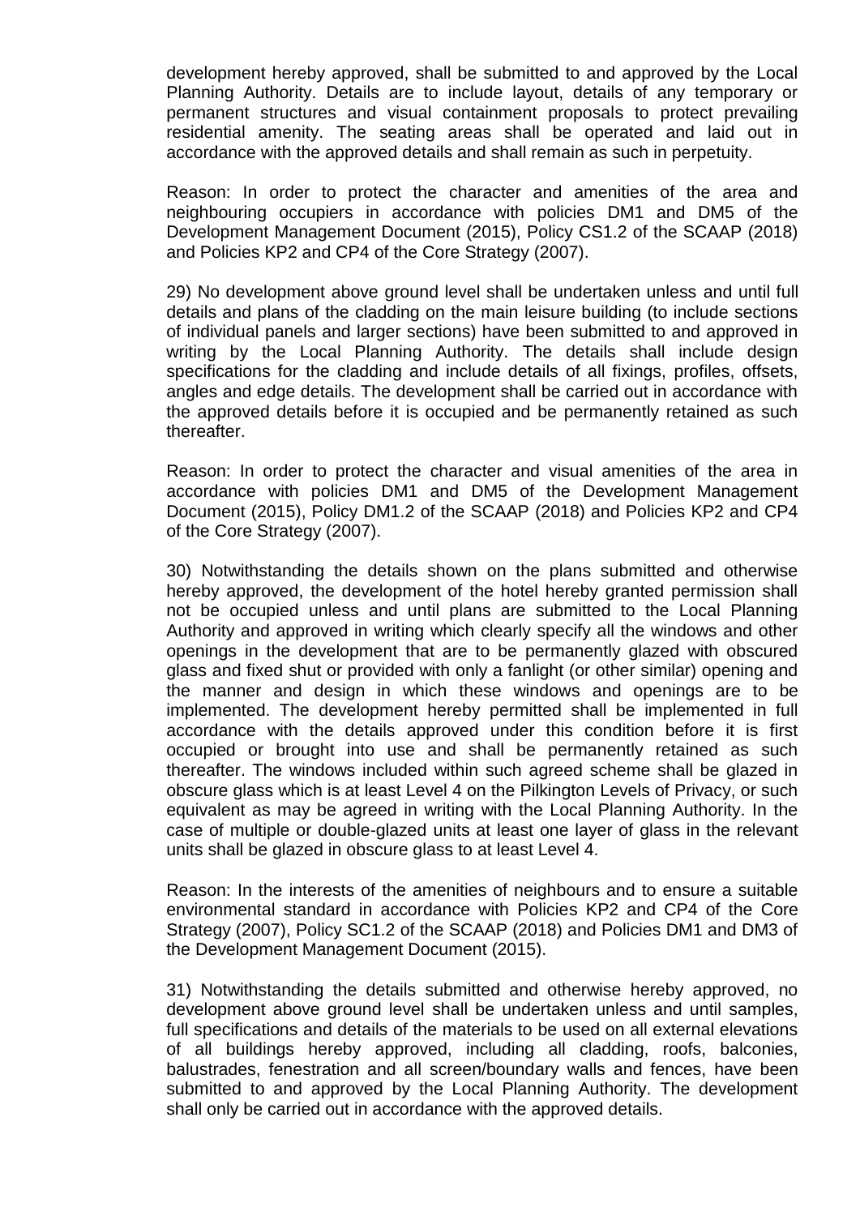development hereby approved, shall be submitted to and approved by the Local Planning Authority. Details are to include layout, details of any temporary or permanent structures and visual containment proposals to protect prevailing residential amenity. The seating areas shall be operated and laid out in accordance with the approved details and shall remain as such in perpetuity.

Reason: In order to protect the character and amenities of the area and neighbouring occupiers in accordance with policies DM1 and DM5 of the Development Management Document (2015), Policy CS1.2 of the SCAAP (2018) and Policies KP2 and CP4 of the Core Strategy (2007).

29) No development above ground level shall be undertaken unless and until full details and plans of the cladding on the main leisure building (to include sections of individual panels and larger sections) have been submitted to and approved in writing by the Local Planning Authority. The details shall include design specifications for the cladding and include details of all fixings, profiles, offsets, angles and edge details. The development shall be carried out in accordance with the approved details before it is occupied and be permanently retained as such thereafter.

Reason: In order to protect the character and visual amenities of the area in accordance with policies DM1 and DM5 of the Development Management Document (2015), Policy DM1.2 of the SCAAP (2018) and Policies KP2 and CP4 of the Core Strategy (2007).

30) Notwithstanding the details shown on the plans submitted and otherwise hereby approved, the development of the hotel hereby granted permission shall not be occupied unless and until plans are submitted to the Local Planning Authority and approved in writing which clearly specify all the windows and other openings in the development that are to be permanently glazed with obscured glass and fixed shut or provided with only a fanlight (or other similar) opening and the manner and design in which these windows and openings are to be implemented. The development hereby permitted shall be implemented in full accordance with the details approved under this condition before it is first occupied or brought into use and shall be permanently retained as such thereafter. The windows included within such agreed scheme shall be glazed in obscure glass which is at least Level 4 on the Pilkington Levels of Privacy, or such equivalent as may be agreed in writing with the Local Planning Authority. In the case of multiple or double-glazed units at least one layer of glass in the relevant units shall be glazed in obscure glass to at least Level 4.

Reason: In the interests of the amenities of neighbours and to ensure a suitable environmental standard in accordance with Policies KP2 and CP4 of the Core Strategy (2007), Policy SC1.2 of the SCAAP (2018) and Policies DM1 and DM3 of the Development Management Document (2015).

31) Notwithstanding the details submitted and otherwise hereby approved, no development above ground level shall be undertaken unless and until samples, full specifications and details of the materials to be used on all external elevations of all buildings hereby approved, including all cladding, roofs, balconies, balustrades, fenestration and all screen/boundary walls and fences, have been submitted to and approved by the Local Planning Authority. The development shall only be carried out in accordance with the approved details.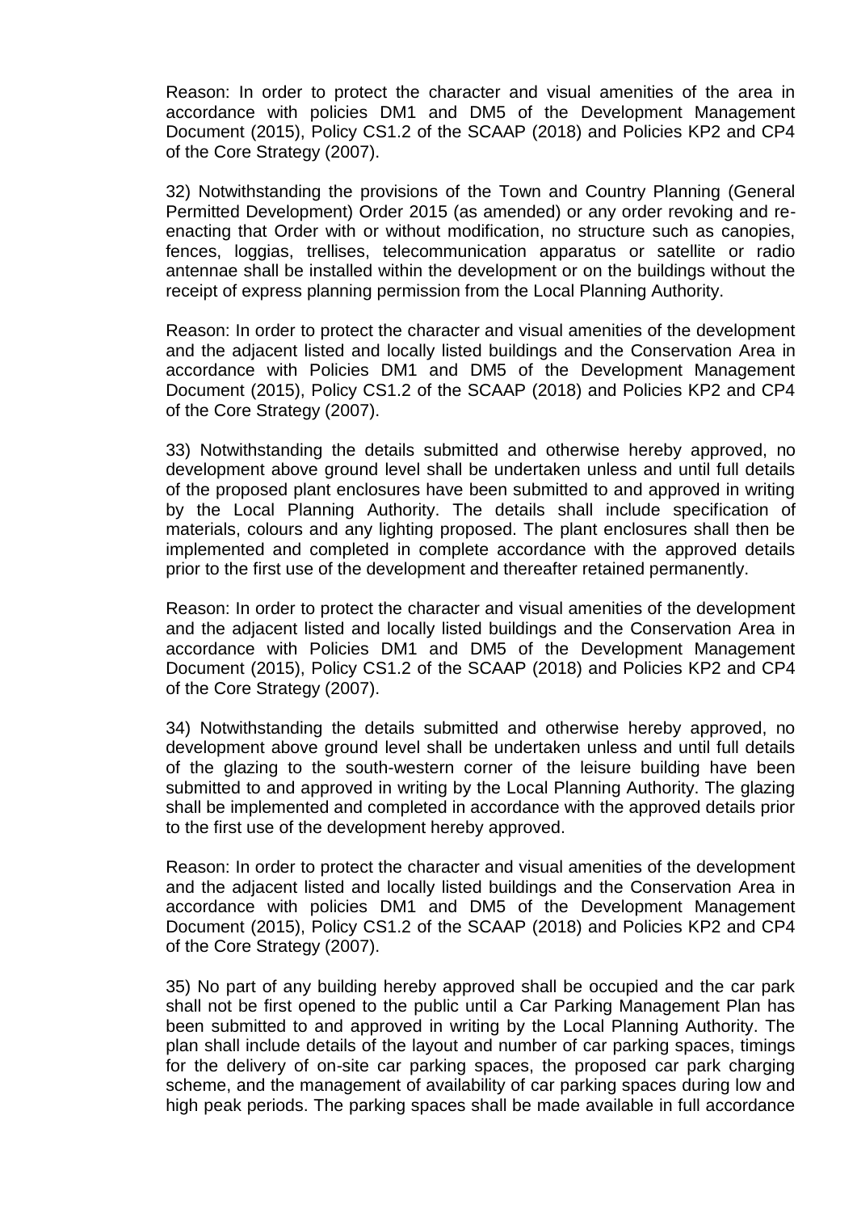Reason: In order to protect the character and visual amenities of the area in accordance with policies DM1 and DM5 of the Development Management Document (2015), Policy CS1.2 of the SCAAP (2018) and Policies KP2 and CP4 of the Core Strategy (2007).

32) Notwithstanding the provisions of the Town and Country Planning (General Permitted Development) Order 2015 (as amended) or any order revoking and re-enacting that Order with or without modification, no structure such as canopies, fences, loggias, trellises, telecommunication apparatus or satellite or radio antennae shall be installed within the development or on the buildings without the receipt of express planning permission from the Local Planning Authority.

Reason: In order to protect the character and visual amenities of the development and the adjacent listed and locally listed buildings and the Conservation Area in accordance with Policies DM1 and DM5 of the Development Management Document (2015), Policy CS1.2 of the SCAAP (2018) and Policies KP2 and CP4 of the Core Strategy (2007).

33) Notwithstanding the details submitted and otherwise hereby approved, no development above ground level shall be undertaken unless and until full details of the proposed plant enclosures have been submitted to and approved in writing by the Local Planning Authority. The details shall include specification of materials, colours and any lighting proposed. The plant enclosures shall then be implemented and completed in complete accordance with the approved details prior to the first use of the development and thereafter retained permanently.

Reason: In order to protect the character and visual amenities of the development and the adjacent listed and locally listed buildings and the Conservation Area in accordance with Policies DM1 and DM5 of the Development Management Document (2015), Policy CS1.2 of the SCAAP (2018) and Policies KP2 and CP4 of the Core Strategy (2007).

34) Notwithstanding the details submitted and otherwise hereby approved, no development above ground level shall be undertaken unless and until full details of the glazing to the south-western corner of the leisure building have been submitted to and approved in writing by the Local Planning Authority. The glazing shall be implemented and completed in accordance with the approved details prior to the first use of the development hereby approved.

Reason: In order to protect the character and visual amenities of the development and the adjacent listed and locally listed buildings and the Conservation Area in accordance with policies DM1 and DM5 of the Development Management Document (2015), Policy CS1.2 of the SCAAP (2018) and Policies KP2 and CP4 of the Core Strategy (2007).

35) No part of any building hereby approved shall be occupied and the car park shall not be first opened to the public until a Car Parking Management Plan has been submitted to and approved in writing by the Local Planning Authority. The plan shall include details of the layout and number of car parking spaces, timings for the delivery of on-site car parking spaces, the proposed car park charging scheme, and the management of availability of car parking spaces during low and high peak periods. The parking spaces shall be made available in full accordance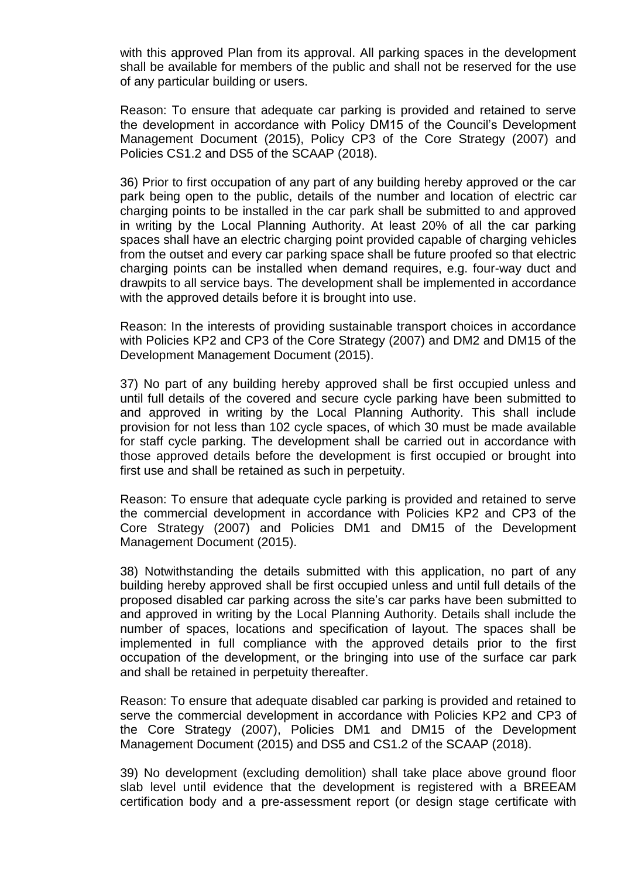with this approved Plan from its approval. All parking spaces in the development shall be available for members of the public and shall not be reserved for the use of any particular building or users.

Reason: To ensure that adequate car parking is provided and retained to serve the development in accordance with Policy DM15 of the Council's Development Management Document (2015), Policy CP3 of the Core Strategy (2007) and Policies CS1.2 and DS5 of the SCAAP (2018).

36) Prior to first occupation of any part of any building hereby approved or the car park being open to the public, details of the number and location of electric car charging points to be installed in the car park shall be submitted to and approved in writing by the Local Planning Authority. At least 20% of all the car parking spaces shall have an electric charging point provided capable of charging vehicles from the outset and every car parking space shall be future proofed so that electric charging points can be installed when demand requires, e.g. four-way duct and drawpits to all service bays. The development shall be implemented in accordance with the approved details before it is brought into use.

Reason: In the interests of providing sustainable transport choices in accordance with Policies KP2 and CP3 of the Core Strategy (2007) and DM2 and DM15 of the Development Management Document (2015).

37) No part of any building hereby approved shall be first occupied unless and until full details of the covered and secure cycle parking have been submitted to and approved in writing by the Local Planning Authority. This shall include provision for not less than 102 cycle spaces, of which 30 must be made available for staff cycle parking. The development shall be carried out in accordance with those approved details before the development is first occupied or brought into first use and shall be retained as such in perpetuity.

Reason: To ensure that adequate cycle parking is provided and retained to serve the commercial development in accordance with Policies KP2 and CP3 of the Core Strategy (2007) and Policies DM1 and DM15 of the Development Management Document (2015).

38) Notwithstanding the details submitted with this application, no part of any building hereby approved shall be first occupied unless and until full details of the proposed disabled car parking across the site's car parks have been submitted to and approved in writing by the Local Planning Authority. Details shall include the number of spaces, locations and specification of layout. The spaces shall be implemented in full compliance with the approved details prior to the first occupation of the development, or the bringing into use of the surface car park and shall be retained in perpetuity thereafter.

Reason: To ensure that adequate disabled car parking is provided and retained to serve the commercial development in accordance with Policies KP2 and CP3 of the Core Strategy (2007), Policies DM1 and DM15 of the Development Management Document (2015) and DS5 and CS1.2 of the SCAAP (2018).

39) No development (excluding demolition) shall take place above ground floor slab level until evidence that the development is registered with a BREEAM certification body and a pre-assessment report (or design stage certificate with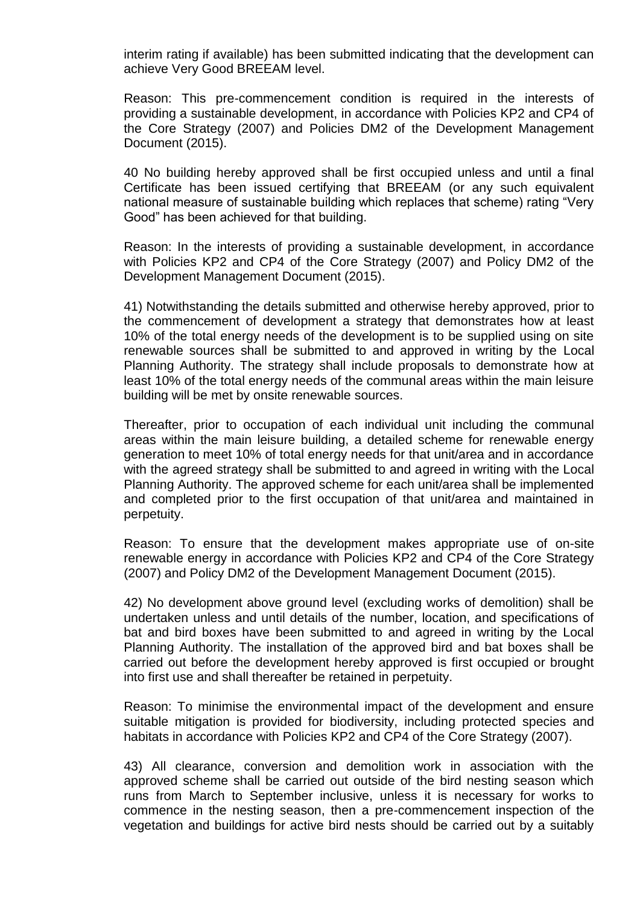interim rating if available) has been submitted indicating that the development can achieve Very Good BREEAM level.

Reason: This pre-commencement condition is required in the interests of providing a sustainable development, in accordance with Policies KP2 and CP4 of the Core Strategy (2007) and Policies DM2 of the Development Management Document (2015).

40 No building hereby approved shall be first occupied unless and until a final Certificate has been issued certifying that BREEAM (or any such equivalent national measure of sustainable building which replaces that scheme) rating "Very Good" has been achieved for that building.

Reason: In the interests of providing a sustainable development, in accordance with Policies KP2 and CP4 of the Core Strategy (2007) and Policy DM2 of the Development Management Document (2015).

41) Notwithstanding the details submitted and otherwise hereby approved, prior to the commencement of development a strategy that demonstrates how at least 10% of the total energy needs of the development is to be supplied using on site renewable sources shall be submitted to and approved in writing by the Local Planning Authority. The strategy shall include proposals to demonstrate how at least 10% of the total energy needs of the communal areas within the main leisure building will be met by onsite renewable sources.

Thereafter, prior to occupation of each individual unit including the communal areas within the main leisure building, a detailed scheme for renewable energy generation to meet 10% of total energy needs for that unit/area and in accordance with the agreed strategy shall be submitted to and agreed in writing with the Local Planning Authority. The approved scheme for each unit/area shall be implemented and completed prior to the first occupation of that unit/area and maintained in perpetuity.

Reason: To ensure that the development makes appropriate use of on-site renewable energy in accordance with Policies KP2 and CP4 of the Core Strategy (2007) and Policy DM2 of the Development Management Document (2015).

42) No development above ground level (excluding works of demolition) shall be undertaken unless and until details of the number, location, and specifications of bat and bird boxes have been submitted to and agreed in writing by the Local Planning Authority. The installation of the approved bird and bat boxes shall be carried out before the development hereby approved is first occupied or brought into first use and shall thereafter be retained in perpetuity.

Reason: To minimise the environmental impact of the development and ensure suitable mitigation is provided for biodiversity, including protected species and habitats in accordance with Policies KP2 and CP4 of the Core Strategy (2007).

43) All clearance, conversion and demolition work in association with the approved scheme shall be carried out outside of the bird nesting season which runs from March to September inclusive, unless it is necessary for works to commence in the nesting season, then a pre-commencement inspection of the vegetation and buildings for active bird nests should be carried out by a suitably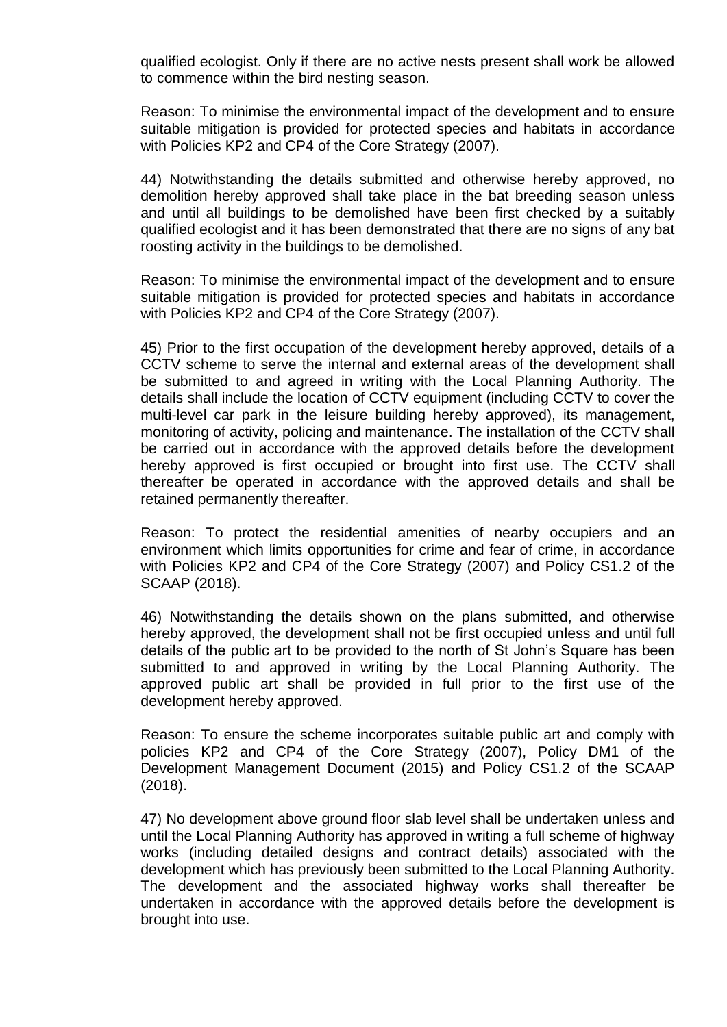qualified ecologist. Only if there are no active nests present shall work be allowed to commence within the bird nesting season.

Reason: To minimise the environmental impact of the development and to ensure suitable mitigation is provided for protected species and habitats in accordance with Policies KP2 and CP4 of the Core Strategy (2007).

44) Notwithstanding the details submitted and otherwise hereby approved, no demolition hereby approved shall take place in the bat breeding season unless and until all buildings to be demolished have been first checked by a suitably qualified ecologist and it has been demonstrated that there are no signs of any bat roosting activity in the buildings to be demolished.

Reason: To minimise the environmental impact of the development and to ensure suitable mitigation is provided for protected species and habitats in accordance with Policies KP2 and CP4 of the Core Strategy (2007).

45) Prior to the first occupation of the development hereby approved, details of a CCTV scheme to serve the internal and external areas of the development shall be submitted to and agreed in writing with the Local Planning Authority. The details shall include the location of CCTV equipment (including CCTV to cover the multi-level car park in the leisure building hereby approved), its management, monitoring of activity, policing and maintenance. The installation of the CCTV shall be carried out in accordance with the approved details before the development hereby approved is first occupied or brought into first use. The CCTV shall thereafter be operated in accordance with the approved details and shall be retained permanently thereafter.

Reason: To protect the residential amenities of nearby occupiers and an environment which limits opportunities for crime and fear of crime, in accordance with Policies KP2 and CP4 of the Core Strategy (2007) and Policy CS1.2 of the SCAAP (2018).

46) Notwithstanding the details shown on the plans submitted, and otherwise hereby approved, the development shall not be first occupied unless and until full details of the public art to be provided to the north of St John's Square has been submitted to and approved in writing by the Local Planning Authority. The approved public art shall be provided in full prior to the first use of the development hereby approved.

Reason: To ensure the scheme incorporates suitable public art and comply with policies KP2 and CP4 of the Core Strategy (2007), Policy DM1 of the Development Management Document (2015) and Policy CS1.2 of the SCAAP (2018).

47) No development above ground floor slab level shall be undertaken unless and until the Local Planning Authority has approved in writing a full scheme of highway works (including detailed designs and contract details) associated with the development which has previously been submitted to the Local Planning Authority. The development and the associated highway works shall thereafter be undertaken in accordance with the approved details before the development is brought into use.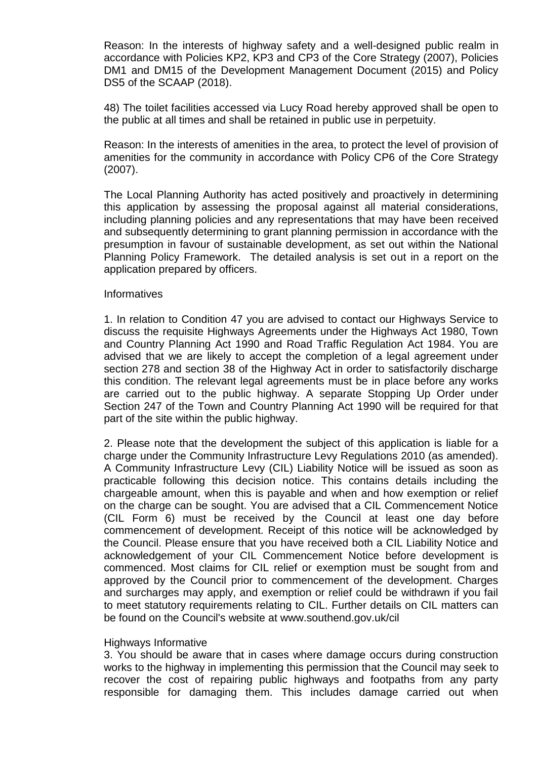Reason: In the interests of highway safety and a well-designed public realm in accordance with Policies KP2, KP3 and CP3 of the Core Strategy (2007), Policies DM1 and DM15 of the Development Management Document (2015) and Policy DS5 of the SCAAP (2018).

48) The toilet facilities accessed via Lucy Road hereby approved shall be open to the public at all times and shall be retained in public use in perpetuity.

Reason: In the interests of amenities in the area, to protect the level of provision of amenities for the community in accordance with Policy CP6 of the Core Strategy (2007).

The Local Planning Authority has acted positively and proactively in determining this application by assessing the proposal against all material considerations, including planning policies and any representations that may have been received and subsequently determining to grant planning permission in accordance with the presumption in favour of sustainable development, as set out within the National Planning Policy Framework. The detailed analysis is set out in a report on the application prepared by officers.

Informatives

1. In relation to Condition 47 you are advised to contact our Highways Service to discuss the requisite Highways Agreements under the Highways Act 1980, Town and Country Planning Act 1990 and Road Traffic Regulation Act 1984. You are advised that we are likely to accept the completion of a legal agreement under section 278 and section 38 of the Highway Act in order to satisfactorily discharge this condition. The relevant legal agreements must be in place before any works are carried out to the public highway. A separate Stopping Up Order under Section 247 of the Town and Country Planning Act 1990 will be required for that part of the site within the public highway.

2. Please note that the development the subject of this application is liable for a charge under the Community Infrastructure Levy Regulations 2010 (as amended). A Community Infrastructure Levy (CIL) Liability Notice will be issued as soon as practicable following this decision notice. This contains details including the chargeable amount, when this is payable and when and how exemption or relief on the charge can be sought. You are advised that a CIL Commencement Notice (CIL Form 6) must be received by the Council at least one day before commencement of development. Receipt of this notice will be acknowledged by the Council. Please ensure that you have received both a CIL Liability Notice and acknowledgement of your CIL Commencement Notice before development is commenced. Most claims for CIL relief or exemption must be sought from and approved by the Council prior to commencement of the development. Charges and surcharges may apply, and exemption or relief could be withdrawn if you fail to meet statutory requirements relating to CIL. Further details on CIL matters can be found on the Council's website at www.southend.gov.uk/cil

Highways Informative

3. You should be aware that in cases where damage occurs during construction works to the highway in implementing this permission that the Council may seek to recover the cost of repairing public highways and footpaths from any party responsible for damaging them. This includes damage carried out when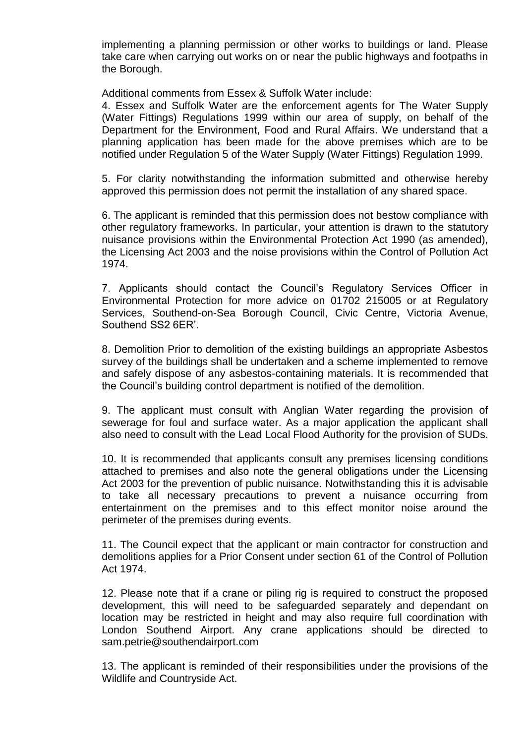implementing a planning permission or other works to buildings or land. Please take care when carrying out works on or near the public highways and footpaths in the Borough.

Additional comments from Essex & Suffolk Water include:

4. Essex and Suffolk Water are the enforcement agents for The Water Supply (Water Fittings) Regulations 1999 within our area of supply, on behalf of the Department for the Environment, Food and Rural Affairs. We understand that a planning application has been made for the above premises which are to be notified under Regulation 5 of the Water Supply (Water Fittings) Regulation 1999.

5. For clarity notwithstanding the information submitted and otherwise hereby approved this permission does not permit the installation of any shared space.

6. The applicant is reminded that this permission does not bestow compliance with other regulatory frameworks. In particular, your attention is drawn to the statutory nuisance provisions within the Environmental Protection Act 1990 (as amended), the Licensing Act 2003 and the noise provisions within the Control of Pollution Act 1974.

7. Applicants should contact the Council's Regulatory Services Officer in Environmental Protection for more advice on 01702 215005 or at Regulatory Services, Southend-on-Sea Borough Council, Civic Centre, Victoria Avenue, Southend SS2 6ER'.

8. Demolition Prior to demolition of the existing buildings an appropriate Asbestos survey of the buildings shall be undertaken and a scheme implemented to remove and safely dispose of any asbestos-containing materials. It is recommended that the Council's building control department is notified of the demolition.

9. The applicant must consult with Anglian Water regarding the provision of sewerage for foul and surface water. As a major application the applicant shall also need to consult with the Lead Local Flood Authority for the provision of SUDs.

10. It is recommended that applicants consult any premises licensing conditions attached to premises and also note the general obligations under the Licensing Act 2003 for the prevention of public nuisance. Notwithstanding this it is advisable to take all necessary precautions to prevent a nuisance occurring from entertainment on the premises and to this effect monitor noise around the perimeter of the premises during events.

11. The Council expect that the applicant or main contractor for construction and demolitions applies for a Prior Consent under section 61 of the Control of Pollution Act 1974.

12. Please note that if a crane or piling rig is required to construct the proposed development, this will need to be safeguarded separately and dependant on location may be restricted in height and may also require full coordination with London Southend Airport. Any crane applications should be directed to sam.petrie@southendairport.com

13. The applicant is reminded of their responsibilities under the provisions of the Wildlife and Countryside Act.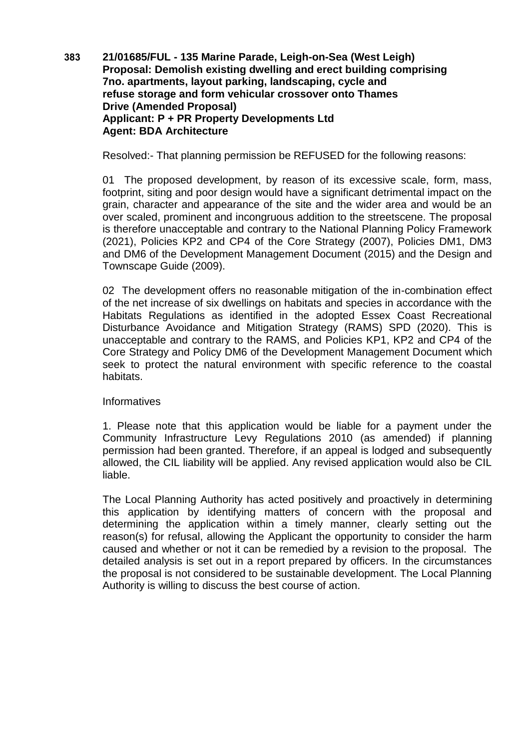**383 21/01685/FUL - 135 Marine Parade, Leigh-on-Sea (West Leigh)**
**Proposal: Demolish existing dwelling and erect building comprising 7no. apartments, layout parking, landscaping, cycle and refuse storage and form vehicular crossover onto Thames Drive (Amended Proposal)**
**Applicant: P + PR Property Developments Ltd**
**Agent: BDA Architecture**

Resolved:- That planning permission be REFUSED for the following reasons:

01 The proposed development, by reason of its excessive scale, form, mass, footprint, siting and poor design would have a significant detrimental impact on the grain, character and appearance of the site and the wider area and would be an over scaled, prominent and incongruous addition to the streetscene. The proposal is therefore unacceptable and contrary to the National Planning Policy Framework (2021), Policies KP2 and CP4 of the Core Strategy (2007), Policies DM1, DM3 and DM6 of the Development Management Document (2015) and the Design and Townscape Guide (2009).

02 The development offers no reasonable mitigation of the in-combination effect of the net increase of six dwellings on habitats and species in accordance with the Habitats Regulations as identified in the adopted Essex Coast Recreational Disturbance Avoidance and Mitigation Strategy (RAMS) SPD (2020). This is unacceptable and contrary to the RAMS, and Policies KP1, KP2 and CP4 of the Core Strategy and Policy DM6 of the Development Management Document which seek to protect the natural environment with specific reference to the coastal habitats.

Informatives

1. Please note that this application would be liable for a payment under the Community Infrastructure Levy Regulations 2010 (as amended) if planning permission had been granted. Therefore, if an appeal is lodged and subsequently allowed, the CIL liability will be applied. Any revised application would also be CIL liable.

The Local Planning Authority has acted positively and proactively in determining this application by identifying matters of concern with the proposal and determining the application within a timely manner, clearly setting out the reason(s) for refusal, allowing the Applicant the opportunity to consider the harm caused and whether or not it can be remedied by a revision to the proposal. The detailed analysis is set out in a report prepared by officers. In the circumstances the proposal is not considered to be sustainable development. The Local Planning Authority is willing to discuss the best course of action.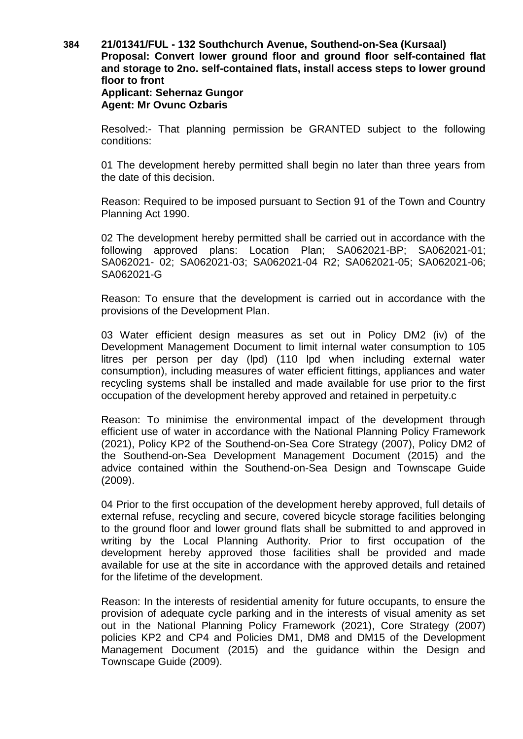**384 21/01341/FUL - 132 Southchurch Avenue, Southend-on-Sea (Kursaal)**
**Proposal: Convert lower ground floor and ground floor self-contained flat and storage to 2no. self-contained flats, install access steps to lower ground floor to front**
**Applicant: Sehernaz Gungor**
**Agent: Mr Ovunc Ozbaris**

Resolved:- That planning permission be GRANTED subject to the following conditions:

01 The development hereby permitted shall begin no later than three years from the date of this decision.

Reason: Required to be imposed pursuant to Section 91 of the Town and Country Planning Act 1990.

02 The development hereby permitted shall be carried out in accordance with the following approved plans: Location Plan; SA062021-BP; SA062021-01; SA062021- 02; SA062021-03; SA062021-04 R2; SA062021-05; SA062021-06; SA062021-G

Reason: To ensure that the development is carried out in accordance with the provisions of the Development Plan.

03 Water efficient design measures as set out in Policy DM2 (iv) of the Development Management Document to limit internal water consumption to 105 litres per person per day (lpd) (110 lpd when including external water consumption), including measures of water efficient fittings, appliances and water recycling systems shall be installed and made available for use prior to the first occupation of the development hereby approved and retained in perpetuity.c

Reason: To minimise the environmental impact of the development through efficient use of water in accordance with the National Planning Policy Framework (2021), Policy KP2 of the Southend-on-Sea Core Strategy (2007), Policy DM2 of the Southend-on-Sea Development Management Document (2015) and the advice contained within the Southend-on-Sea Design and Townscape Guide (2009).

04 Prior to the first occupation of the development hereby approved, full details of external refuse, recycling and secure, covered bicycle storage facilities belonging to the ground floor and lower ground flats shall be submitted to and approved in writing by the Local Planning Authority. Prior to first occupation of the development hereby approved those facilities shall be provided and made available for use at the site in accordance with the approved details and retained for the lifetime of the development.

Reason: In the interests of residential amenity for future occupants, to ensure the provision of adequate cycle parking and in the interests of visual amenity as set out in the National Planning Policy Framework (2021), Core Strategy (2007) policies KP2 and CP4 and Policies DM1, DM8 and DM15 of the Development Management Document (2015) and the guidance within the Design and Townscape Guide (2009).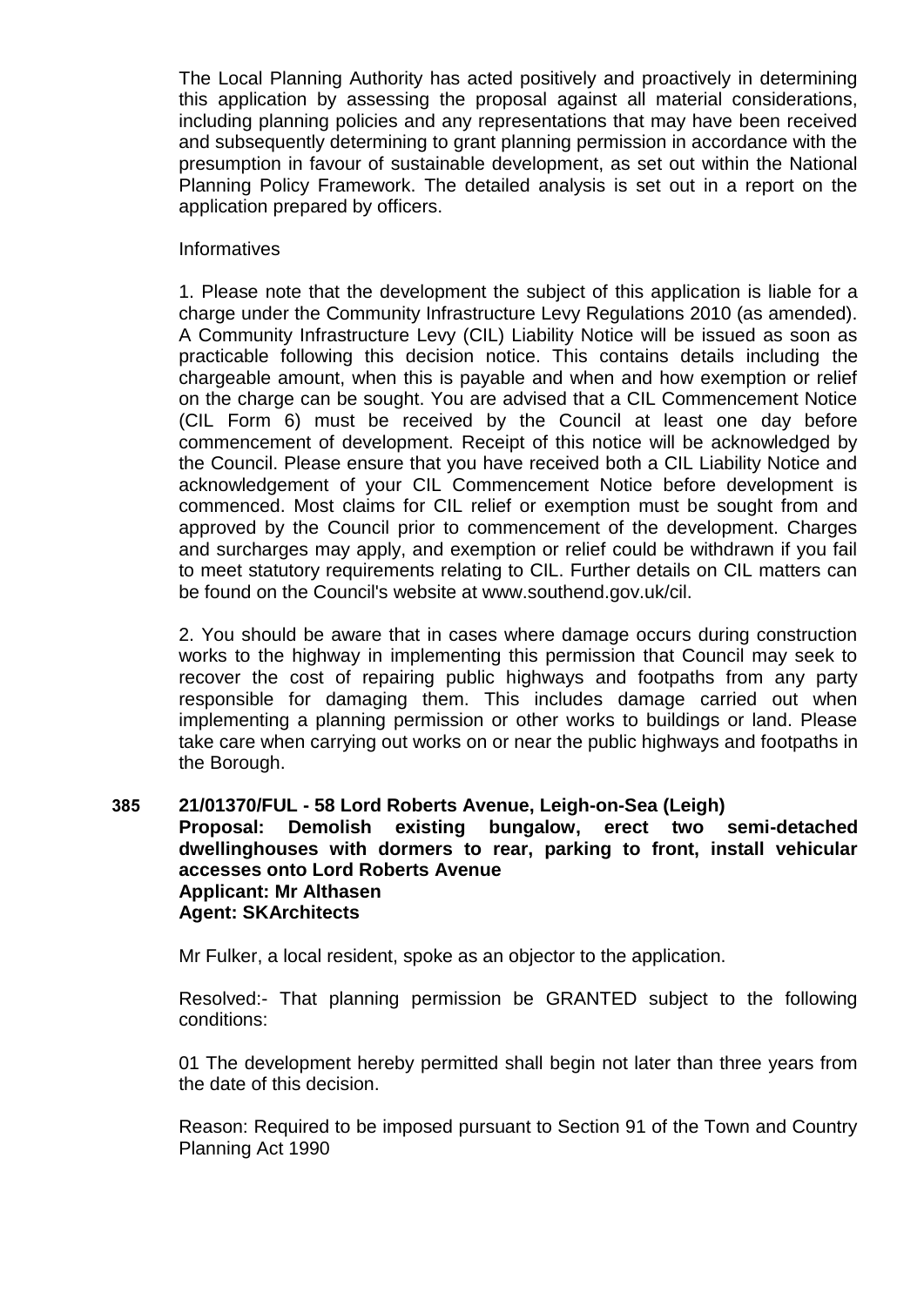The Local Planning Authority has acted positively and proactively in determining this application by assessing the proposal against all material considerations, including planning policies and any representations that may have been received and subsequently determining to grant planning permission in accordance with the presumption in favour of sustainable development, as set out within the National Planning Policy Framework. The detailed analysis is set out in a report on the application prepared by officers.

Informatives

1. Please note that the development the subject of this application is liable for a charge under the Community Infrastructure Levy Regulations 2010 (as amended). A Community Infrastructure Levy (CIL) Liability Notice will be issued as soon as practicable following this decision notice. This contains details including the chargeable amount, when this is payable and when and how exemption or relief on the charge can be sought. You are advised that a CIL Commencement Notice (CIL Form 6) must be received by the Council at least one day before commencement of development. Receipt of this notice will be acknowledged by the Council. Please ensure that you have received both a CIL Liability Notice and acknowledgement of your CIL Commencement Notice before development is commenced. Most claims for CIL relief or exemption must be sought from and approved by the Council prior to commencement of the development. Charges and surcharges may apply, and exemption or relief could be withdrawn if you fail to meet statutory requirements relating to CIL. Further details on CIL matters can be found on the Council's website at www.southend.gov.uk/cil.

2. You should be aware that in cases where damage occurs during construction works to the highway in implementing this permission that Council may seek to recover the cost of repairing public highways and footpaths from any party responsible for damaging them. This includes damage carried out when implementing a planning permission or other works to buildings or land. Please take care when carrying out works on or near the public highways and footpaths in the Borough.

**385 21/01370/FUL - 58 Lord Roberts Avenue, Leigh-on-Sea (Leigh)**
**Proposal: Demolish existing bungalow, erect two semi-detached dwellinghouses with dormers to rear, parking to front, install vehicular accesses onto Lord Roberts Avenue**
**Applicant: Mr Althasen**
**Agent: SKArchitects**

Mr Fulker, a local resident, spoke as an objector to the application.

Resolved:- That planning permission be GRANTED subject to the following conditions:

01 The development hereby permitted shall begin not later than three years from the date of this decision.

Reason: Required to be imposed pursuant to Section 91 of the Town and Country Planning Act 1990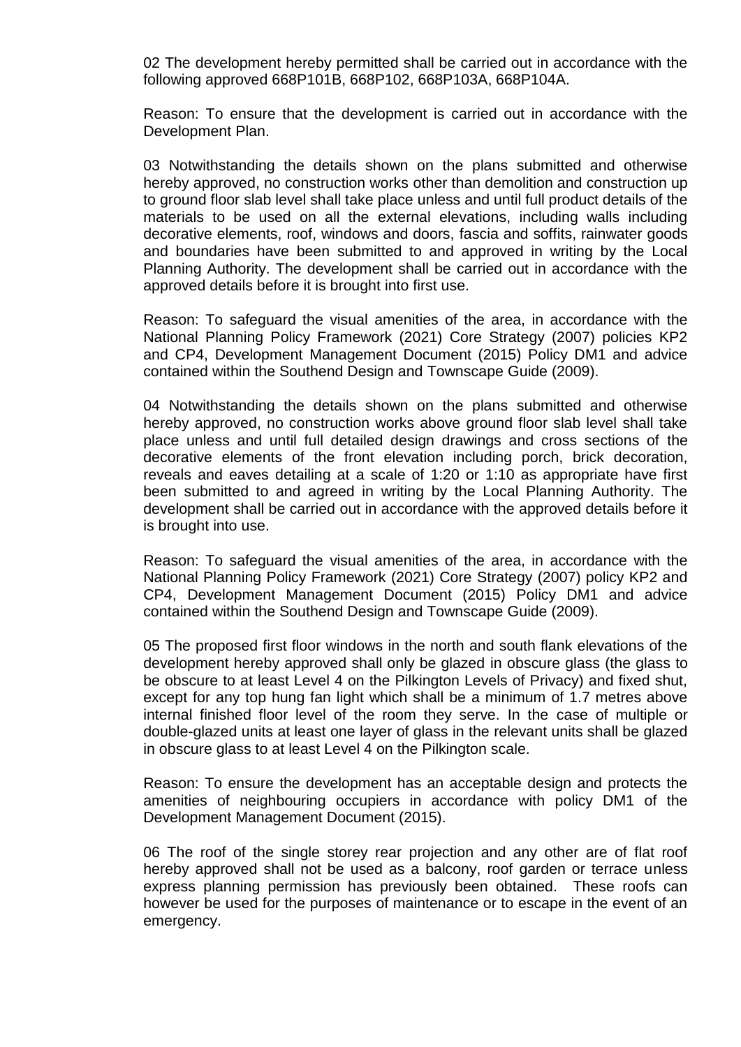02 The development hereby permitted shall be carried out in accordance with the following approved 668P101B, 668P102, 668P103A, 668P104A.

Reason: To ensure that the development is carried out in accordance with the Development Plan.

03 Notwithstanding the details shown on the plans submitted and otherwise hereby approved, no construction works other than demolition and construction up to ground floor slab level shall take place unless and until full product details of the materials to be used on all the external elevations, including walls including decorative elements, roof, windows and doors, fascia and soffits, rainwater goods and boundaries have been submitted to and approved in writing by the Local Planning Authority. The development shall be carried out in accordance with the approved details before it is brought into first use.

Reason: To safeguard the visual amenities of the area, in accordance with the National Planning Policy Framework (2021) Core Strategy (2007) policies KP2 and CP4, Development Management Document (2015) Policy DM1 and advice contained within the Southend Design and Townscape Guide (2009).

04 Notwithstanding the details shown on the plans submitted and otherwise hereby approved, no construction works above ground floor slab level shall take place unless and until full detailed design drawings and cross sections of the decorative elements of the front elevation including porch, brick decoration, reveals and eaves detailing at a scale of 1:20 or 1:10 as appropriate have first been submitted to and agreed in writing by the Local Planning Authority. The development shall be carried out in accordance with the approved details before it is brought into use.

Reason: To safeguard the visual amenities of the area, in accordance with the National Planning Policy Framework (2021) Core Strategy (2007) policy KP2 and CP4, Development Management Document (2015) Policy DM1 and advice contained within the Southend Design and Townscape Guide (2009).

05 The proposed first floor windows in the north and south flank elevations of the development hereby approved shall only be glazed in obscure glass (the glass to be obscure to at least Level 4 on the Pilkington Levels of Privacy) and fixed shut, except for any top hung fan light which shall be a minimum of 1.7 metres above internal finished floor level of the room they serve. In the case of multiple or double-glazed units at least one layer of glass in the relevant units shall be glazed in obscure glass to at least Level 4 on the Pilkington scale.

Reason: To ensure the development has an acceptable design and protects the amenities of neighbouring occupiers in accordance with policy DM1 of the Development Management Document (2015).

06 The roof of the single storey rear projection and any other are of flat roof hereby approved shall not be used as a balcony, roof garden or terrace unless express planning permission has previously been obtained. These roofs can however be used for the purposes of maintenance or to escape in the event of an emergency.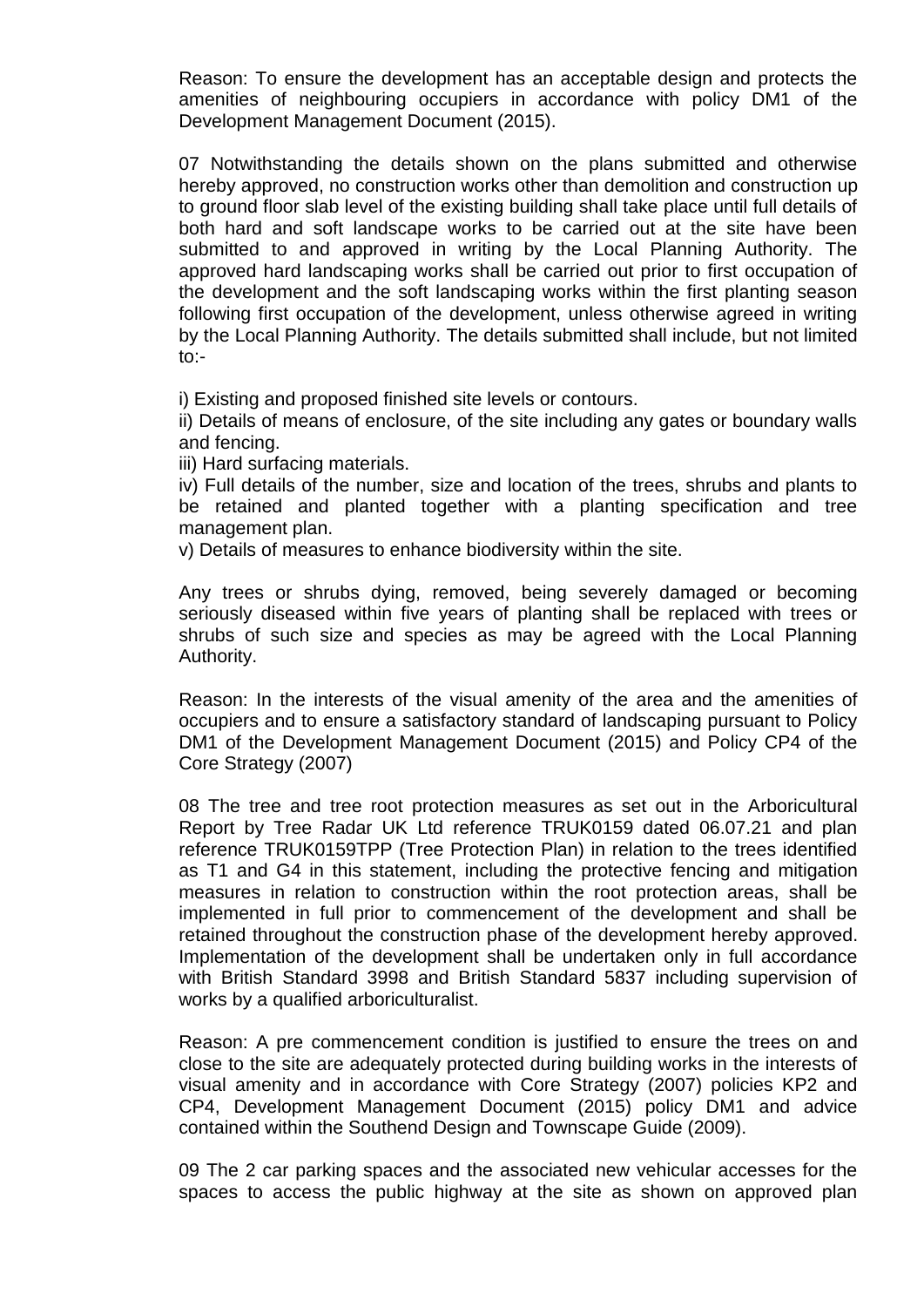Reason: To ensure the development has an acceptable design and protects the amenities of neighbouring occupiers in accordance with policy DM1 of the Development Management Document (2015).

07 Notwithstanding the details shown on the plans submitted and otherwise hereby approved, no construction works other than demolition and construction up to ground floor slab level of the existing building shall take place until full details of both hard and soft landscape works to be carried out at the site have been submitted to and approved in writing by the Local Planning Authority. The approved hard landscaping works shall be carried out prior to first occupation of the development and the soft landscaping works within the first planting season following first occupation of the development, unless otherwise agreed in writing by the Local Planning Authority. The details submitted shall include, but not limited to:-

i) Existing and proposed finished site levels or contours.
ii) Details of means of enclosure, of the site including any gates or boundary walls and fencing.
iii) Hard surfacing materials.
iv) Full details of the number, size and location of the trees, shrubs and plants to be retained and planted together with a planting specification and tree management plan.
v) Details of measures to enhance biodiversity within the site.

Any trees or shrubs dying, removed, being severely damaged or becoming seriously diseased within five years of planting shall be replaced with trees or shrubs of such size and species as may be agreed with the Local Planning Authority.

Reason: In the interests of the visual amenity of the area and the amenities of occupiers and to ensure a satisfactory standard of landscaping pursuant to Policy DM1 of the Development Management Document (2015) and Policy CP4 of the Core Strategy (2007)

08 The tree and tree root protection measures as set out in the Arboricultural Report by Tree Radar UK Ltd reference TRUK0159 dated 06.07.21 and plan reference TRUK0159TPP (Tree Protection Plan) in relation to the trees identified as T1 and G4 in this statement, including the protective fencing and mitigation measures in relation to construction within the root protection areas, shall be implemented in full prior to commencement of the development and shall be retained throughout the construction phase of the development hereby approved. Implementation of the development shall be undertaken only in full accordance with British Standard 3998 and British Standard 5837 including supervision of works by a qualified arboriculturalist.

Reason: A pre commencement condition is justified to ensure the trees on and close to the site are adequately protected during building works in the interests of visual amenity and in accordance with Core Strategy (2007) policies KP2 and CP4, Development Management Document (2015) policy DM1 and advice contained within the Southend Design and Townscape Guide (2009).

09 The 2 car parking spaces and the associated new vehicular accesses for the spaces to access the public highway at the site as shown on approved plan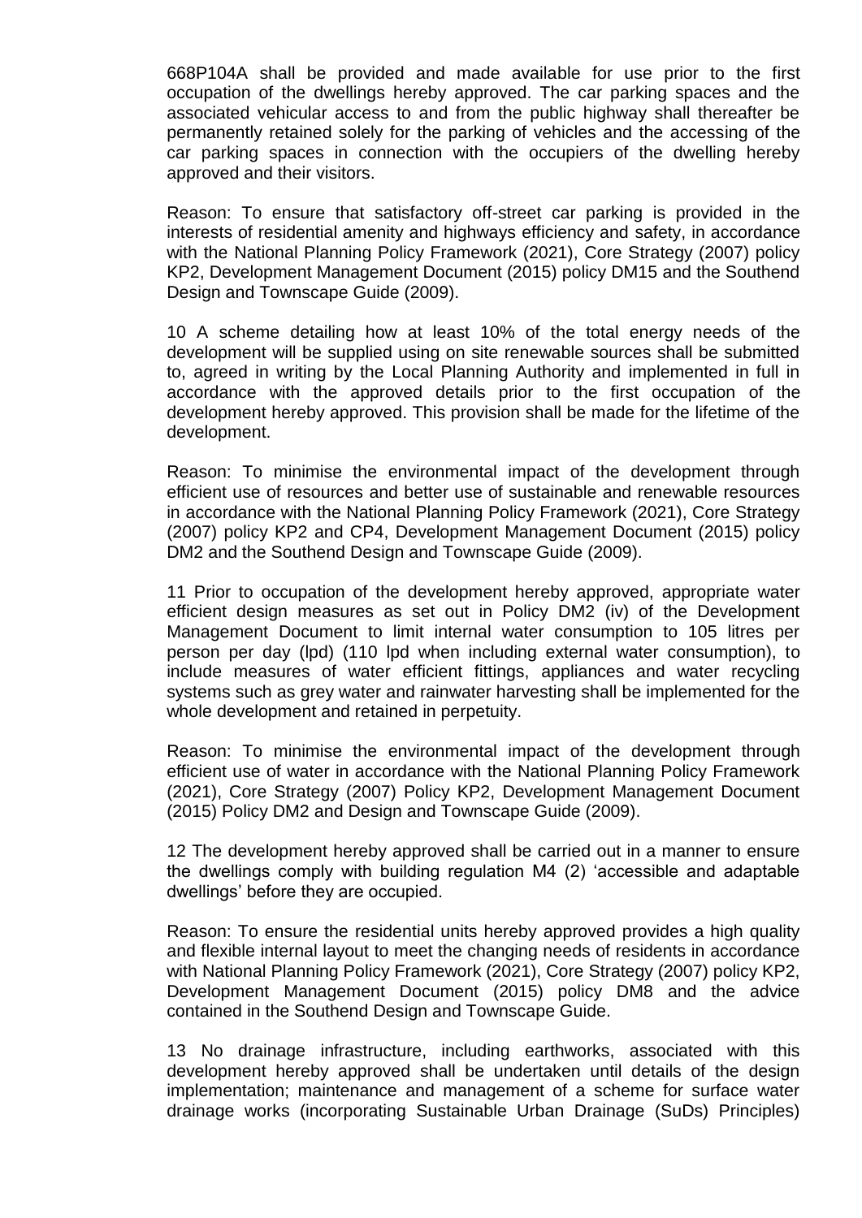668P104A shall be provided and made available for use prior to the first occupation of the dwellings hereby approved. The car parking spaces and the associated vehicular access to and from the public highway shall thereafter be permanently retained solely for the parking of vehicles and the accessing of the car parking spaces in connection with the occupiers of the dwelling hereby approved and their visitors.

Reason: To ensure that satisfactory off-street car parking is provided in the interests of residential amenity and highways efficiency and safety, in accordance with the National Planning Policy Framework (2021), Core Strategy (2007) policy KP2, Development Management Document (2015) policy DM15 and the Southend Design and Townscape Guide (2009).

10 A scheme detailing how at least 10% of the total energy needs of the development will be supplied using on site renewable sources shall be submitted to, agreed in writing by the Local Planning Authority and implemented in full in accordance with the approved details prior to the first occupation of the development hereby approved. This provision shall be made for the lifetime of the development.

Reason: To minimise the environmental impact of the development through efficient use of resources and better use of sustainable and renewable resources in accordance with the National Planning Policy Framework (2021), Core Strategy (2007) policy KP2 and CP4, Development Management Document (2015) policy DM2 and the Southend Design and Townscape Guide (2009).

11 Prior to occupation of the development hereby approved, appropriate water efficient design measures as set out in Policy DM2 (iv) of the Development Management Document to limit internal water consumption to 105 litres per person per day (lpd) (110 lpd when including external water consumption), to include measures of water efficient fittings, appliances and water recycling systems such as grey water and rainwater harvesting shall be implemented for the whole development and retained in perpetuity.

Reason: To minimise the environmental impact of the development through efficient use of water in accordance with the National Planning Policy Framework (2021), Core Strategy (2007) Policy KP2, Development Management Document (2015) Policy DM2 and Design and Townscape Guide (2009).

12 The development hereby approved shall be carried out in a manner to ensure the dwellings comply with building regulation M4 (2) 'accessible and adaptable dwellings' before they are occupied.

Reason: To ensure the residential units hereby approved provides a high quality and flexible internal layout to meet the changing needs of residents in accordance with National Planning Policy Framework (2021), Core Strategy (2007) policy KP2, Development Management Document (2015) policy DM8 and the advice contained in the Southend Design and Townscape Guide.

13 No drainage infrastructure, including earthworks, associated with this development hereby approved shall be undertaken until details of the design implementation; maintenance and management of a scheme for surface water drainage works (incorporating Sustainable Urban Drainage (SuDs) Principles)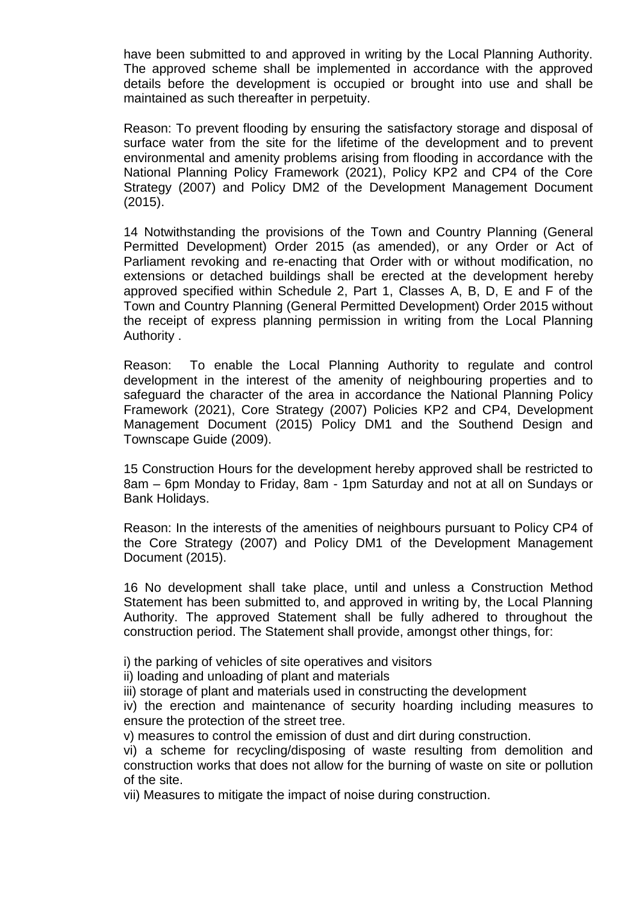have been submitted to and approved in writing by the Local Planning Authority. The approved scheme shall be implemented in accordance with the approved details before the development is occupied or brought into use and shall be maintained as such thereafter in perpetuity.

Reason: To prevent flooding by ensuring the satisfactory storage and disposal of surface water from the site for the lifetime of the development and to prevent environmental and amenity problems arising from flooding in accordance with the National Planning Policy Framework (2021), Policy KP2 and CP4 of the Core Strategy (2007) and Policy DM2 of the Development Management Document (2015).

14 Notwithstanding the provisions of the Town and Country Planning (General Permitted Development) Order 2015 (as amended), or any Order or Act of Parliament revoking and re-enacting that Order with or without modification, no extensions or detached buildings shall be erected at the development hereby approved specified within Schedule 2, Part 1, Classes A, B, D, E and F of the Town and Country Planning (General Permitted Development) Order 2015 without the receipt of express planning permission in writing from the Local Planning Authority .

Reason: To enable the Local Planning Authority to regulate and control development in the interest of the amenity of neighbouring properties and to safeguard the character of the area in accordance the National Planning Policy Framework (2021), Core Strategy (2007) Policies KP2 and CP4, Development Management Document (2015) Policy DM1 and the Southend Design and Townscape Guide (2009).

15 Construction Hours for the development hereby approved shall be restricted to 8am – 6pm Monday to Friday, 8am - 1pm Saturday and not at all on Sundays or Bank Holidays.

Reason: In the interests of the amenities of neighbours pursuant to Policy CP4 of the Core Strategy (2007) and Policy DM1 of the Development Management Document (2015).

16 No development shall take place, until and unless a Construction Method Statement has been submitted to, and approved in writing by, the Local Planning Authority. The approved Statement shall be fully adhered to throughout the construction period. The Statement shall provide, amongst other things, for:

i) the parking of vehicles of site operatives and visitors
ii) loading and unloading of plant and materials
iii) storage of plant and materials used in constructing the development
iv) the erection and maintenance of security hoarding including measures to ensure the protection of the street tree.
v) measures to control the emission of dust and dirt during construction.
vi) a scheme for recycling/disposing of waste resulting from demolition and construction works that does not allow for the burning of waste on site or pollution of the site.
vii) Measures to mitigate the impact of noise during construction.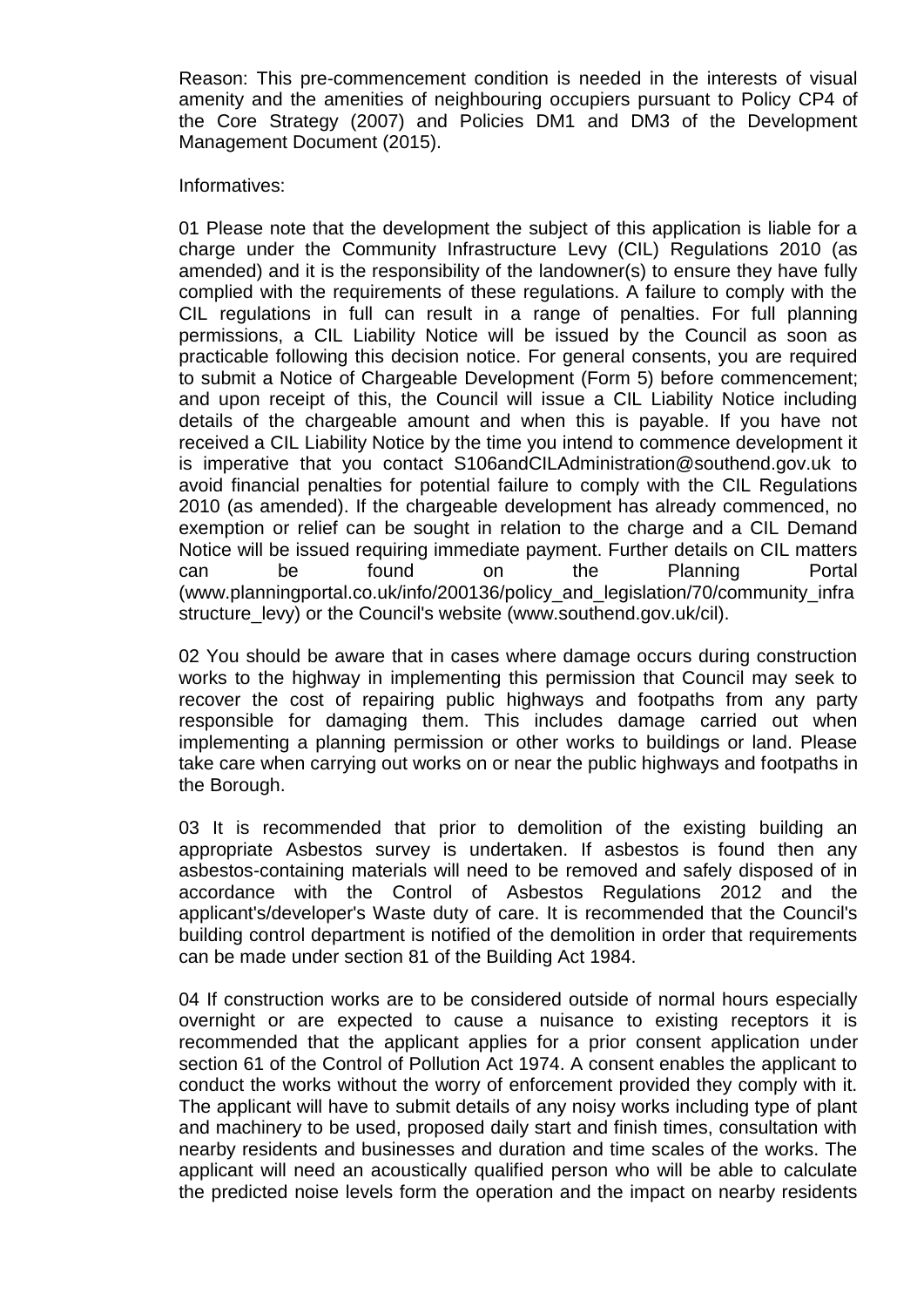Reason: This pre-commencement condition is needed in the interests of visual amenity and the amenities of neighbouring occupiers pursuant to Policy CP4 of the Core Strategy (2007) and Policies DM1 and DM3 of the Development Management Document (2015).

Informatives:

01 Please note that the development the subject of this application is liable for a charge under the Community Infrastructure Levy (CIL) Regulations 2010 (as amended) and it is the responsibility of the landowner(s) to ensure they have fully complied with the requirements of these regulations. A failure to comply with the CIL regulations in full can result in a range of penalties. For full planning permissions, a CIL Liability Notice will be issued by the Council as soon as practicable following this decision notice. For general consents, you are required to submit a Notice of Chargeable Development (Form 5) before commencement; and upon receipt of this, the Council will issue a CIL Liability Notice including details of the chargeable amount and when this is payable. If you have not received a CIL Liability Notice by the time you intend to commence development it is imperative that you contact S106andCILAdministration@southend.gov.uk to avoid financial penalties for potential failure to comply with the CIL Regulations 2010 (as amended). If the chargeable development has already commenced, no exemption or relief can be sought in relation to the charge and a CIL Demand Notice will be issued requiring immediate payment. Further details on CIL matters can be found on the Planning Portal (www.planningportal.co.uk/info/200136/policy_and_legislation/70/community_infrastructure_levy) or the Council's website (www.southend.gov.uk/cil).

02 You should be aware that in cases where damage occurs during construction works to the highway in implementing this permission that Council may seek to recover the cost of repairing public highways and footpaths from any party responsible for damaging them. This includes damage carried out when implementing a planning permission or other works to buildings or land. Please take care when carrying out works on or near the public highways and footpaths in the Borough.

03 It is recommended that prior to demolition of the existing building an appropriate Asbestos survey is undertaken. If asbestos is found then any asbestos-containing materials will need to be removed and safely disposed of in accordance with the Control of Asbestos Regulations 2012 and the applicant's/developer's Waste duty of care. It is recommended that the Council's building control department is notified of the demolition in order that requirements can be made under section 81 of the Building Act 1984.

04 If construction works are to be considered outside of normal hours especially overnight or are expected to cause a nuisance to existing receptors it is recommended that the applicant applies for a prior consent application under section 61 of the Control of Pollution Act 1974. A consent enables the applicant to conduct the works without the worry of enforcement provided they comply with it. The applicant will have to submit details of any noisy works including type of plant and machinery to be used, proposed daily start and finish times, consultation with nearby residents and businesses and duration and time scales of the works. The applicant will need an acoustically qualified person who will be able to calculate the predicted noise levels form the operation and the impact on nearby residents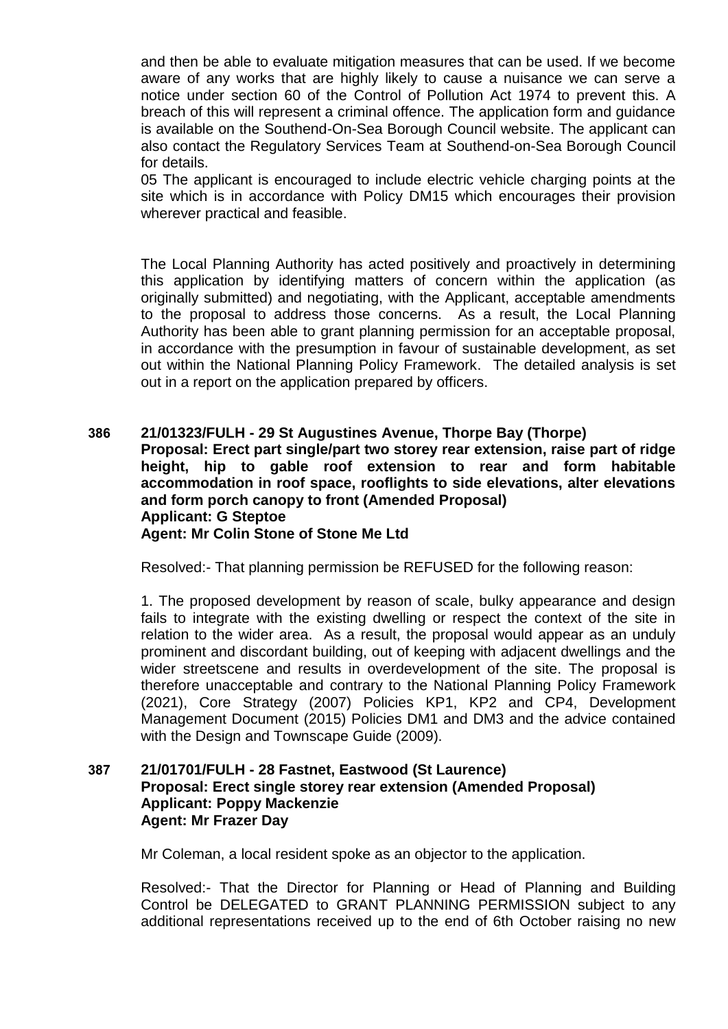and then be able to evaluate mitigation measures that can be used. If we become aware of any works that are highly likely to cause a nuisance we can serve a notice under section 60 of the Control of Pollution Act 1974 to prevent this. A breach of this will represent a criminal offence. The application form and guidance is available on the Southend-On-Sea Borough Council website. The applicant can also contact the Regulatory Services Team at Southend-on-Sea Borough Council for details.

05 The applicant is encouraged to include electric vehicle charging points at the site which is in accordance with Policy DM15 which encourages their provision wherever practical and feasible.

The Local Planning Authority has acted positively and proactively in determining this application by identifying matters of concern within the application (as originally submitted) and negotiating, with the Applicant, acceptable amendments to the proposal to address those concerns. As a result, the Local Planning Authority has been able to grant planning permission for an acceptable proposal, in accordance with the presumption in favour of sustainable development, as set out within the National Planning Policy Framework. The detailed analysis is set out in a report on the application prepared by officers.

**386 21/01323/FULH - 29 St Augustines Avenue, Thorpe Bay (Thorpe)**
**Proposal: Erect part single/part two storey rear extension, raise part of ridge height, hip to gable roof extension to rear and form habitable accommodation in roof space, rooflights to side elevations, alter elevations and form porch canopy to front (Amended Proposal)**
**Applicant: G Steptoe**
**Agent: Mr Colin Stone of Stone Me Ltd**

Resolved:- That planning permission be REFUSED for the following reason:

1. The proposed development by reason of scale, bulky appearance and design fails to integrate with the existing dwelling or respect the context of the site in relation to the wider area. As a result, the proposal would appear as an unduly prominent and discordant building, out of keeping with adjacent dwellings and the wider streetscene and results in overdevelopment of the site. The proposal is therefore unacceptable and contrary to the National Planning Policy Framework (2021), Core Strategy (2007) Policies KP1, KP2 and CP4, Development Management Document (2015) Policies DM1 and DM3 and the advice contained with the Design and Townscape Guide (2009).

**387 21/01701/FULH - 28 Fastnet, Eastwood (St Laurence)**
**Proposal: Erect single storey rear extension (Amended Proposal)**
**Applicant: Poppy Mackenzie**
**Agent: Mr Frazer Day**

Mr Coleman, a local resident spoke as an objector to the application.

Resolved:- That the Director for Planning or Head of Planning and Building Control be DELEGATED to GRANT PLANNING PERMISSION subject to any additional representations received up to the end of 6th October raising no new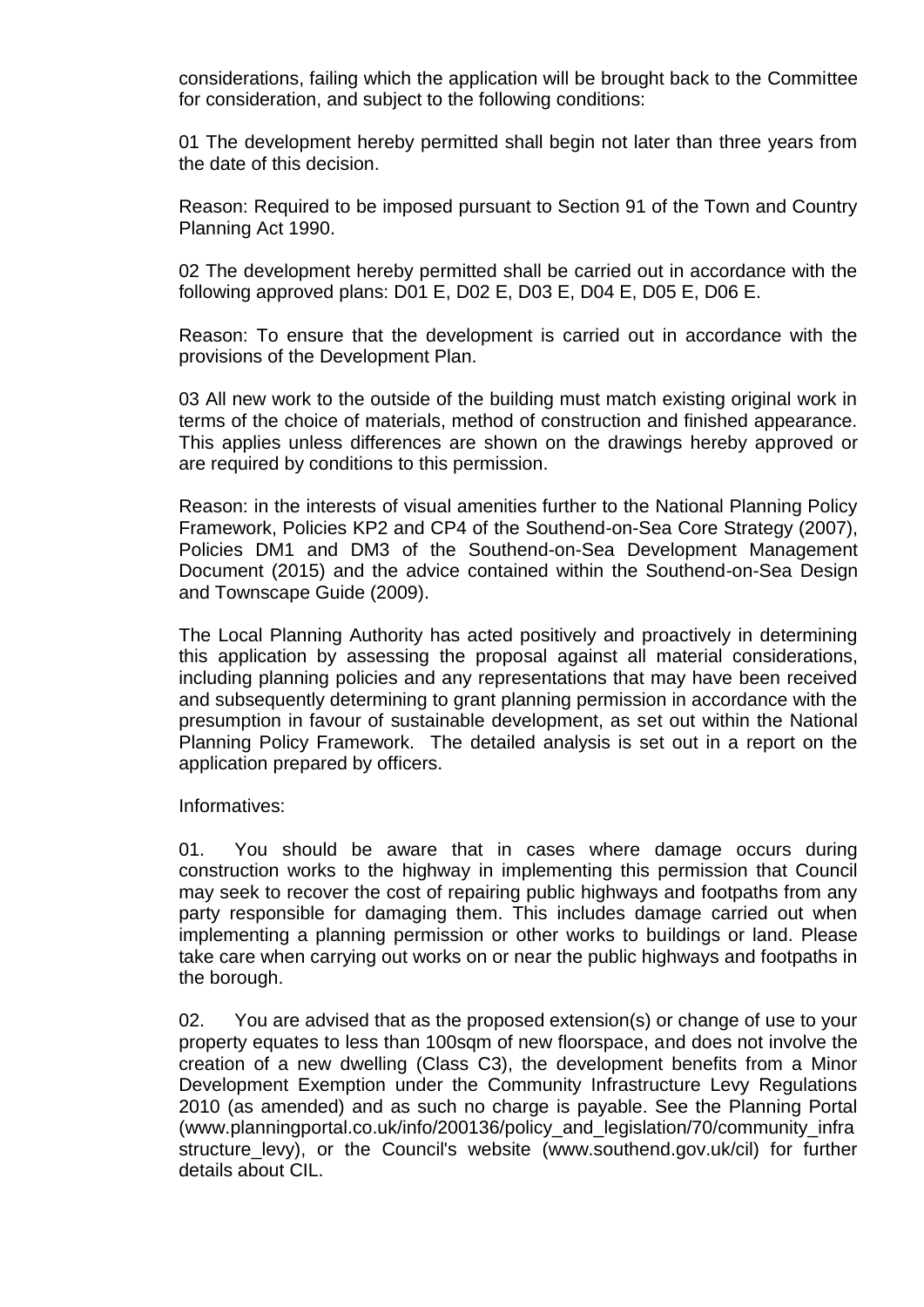considerations, failing which the application will be brought back to the Committee for consideration, and subject to the following conditions:

01 The development hereby permitted shall begin not later than three years from the date of this decision.

Reason: Required to be imposed pursuant to Section 91 of the Town and Country Planning Act 1990.

02 The development hereby permitted shall be carried out in accordance with the following approved plans: D01 E, D02 E, D03 E, D04 E, D05 E, D06 E.

Reason: To ensure that the development is carried out in accordance with the provisions of the Development Plan.

03 All new work to the outside of the building must match existing original work in terms of the choice of materials, method of construction and finished appearance. This applies unless differences are shown on the drawings hereby approved or are required by conditions to this permission.

Reason: in the interests of visual amenities further to the National Planning Policy Framework, Policies KP2 and CP4 of the Southend-on-Sea Core Strategy (2007), Policies DM1 and DM3 of the Southend-on-Sea Development Management Document (2015) and the advice contained within the Southend-on-Sea Design and Townscape Guide (2009).

The Local Planning Authority has acted positively and proactively in determining this application by assessing the proposal against all material considerations, including planning policies and any representations that may have been received and subsequently determining to grant planning permission in accordance with the presumption in favour of sustainable development, as set out within the National Planning Policy Framework. The detailed analysis is set out in a report on the application prepared by officers.

Informatives:

01. You should be aware that in cases where damage occurs during construction works to the highway in implementing this permission that Council may seek to recover the cost of repairing public highways and footpaths from any party responsible for damaging them. This includes damage carried out when implementing a planning permission or other works to buildings or land. Please take care when carrying out works on or near the public highways and footpaths in the borough.

02. You are advised that as the proposed extension(s) or change of use to your property equates to less than 100sqm of new floorspace, and does not involve the creation of a new dwelling (Class C3), the development benefits from a Minor Development Exemption under the Community Infrastructure Levy Regulations 2010 (as amended) and as such no charge is payable. See the Planning Portal (www.planningportal.co.uk/info/200136/policy_and_legislation/70/community_infrastructure_levy), or the Council's website (www.southend.gov.uk/cil) for further details about CIL.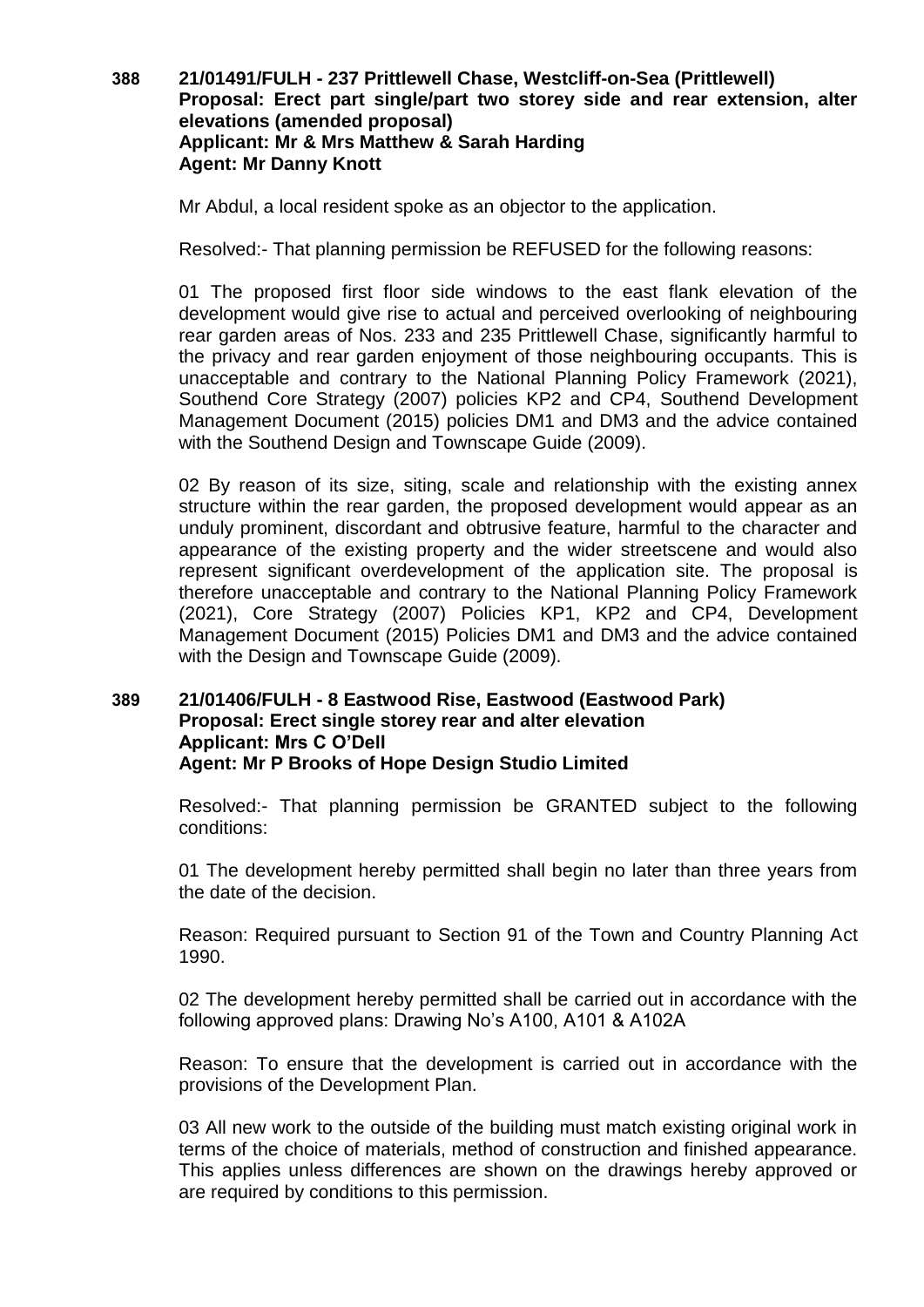**388 21/01491/FULH - 237 Prittlewell Chase, Westcliff-on-Sea (Prittlewell)**
**Proposal: Erect part single/part two storey side and rear extension, alter elevations (amended proposal)**
**Applicant: Mr & Mrs Matthew & Sarah Harding**
**Agent: Mr Danny Knott**

Mr Abdul, a local resident spoke as an objector to the application.

Resolved:- That planning permission be REFUSED for the following reasons:

01 The proposed first floor side windows to the east flank elevation of the development would give rise to actual and perceived overlooking of neighbouring rear garden areas of Nos. 233 and 235 Prittlewell Chase, significantly harmful to the privacy and rear garden enjoyment of those neighbouring occupants. This is unacceptable and contrary to the National Planning Policy Framework (2021), Southend Core Strategy (2007) policies KP2 and CP4, Southend Development Management Document (2015) policies DM1 and DM3 and the advice contained with the Southend Design and Townscape Guide (2009).

02 By reason of its size, siting, scale and relationship with the existing annex structure within the rear garden, the proposed development would appear as an unduly prominent, discordant and obtrusive feature, harmful to the character and appearance of the existing property and the wider streetscene and would also represent significant overdevelopment of the application site. The proposal is therefore unacceptable and contrary to the National Planning Policy Framework (2021), Core Strategy (2007) Policies KP1, KP2 and CP4, Development Management Document (2015) Policies DM1 and DM3 and the advice contained with the Design and Townscape Guide (2009).

**389 21/01406/FULH - 8 Eastwood Rise, Eastwood (Eastwood Park)**
**Proposal: Erect single storey rear and alter elevation**
**Applicant: Mrs C O'Dell**
**Agent: Mr P Brooks of Hope Design Studio Limited**

Resolved:- That planning permission be GRANTED subject to the following conditions:

01 The development hereby permitted shall begin no later than three years from the date of the decision.

Reason: Required pursuant to Section 91 of the Town and Country Planning Act 1990.

02 The development hereby permitted shall be carried out in accordance with the following approved plans: Drawing No's A100, A101 & A102A

Reason: To ensure that the development is carried out in accordance with the provisions of the Development Plan.

03 All new work to the outside of the building must match existing original work in terms of the choice of materials, method of construction and finished appearance. This applies unless differences are shown on the drawings hereby approved or are required by conditions to this permission.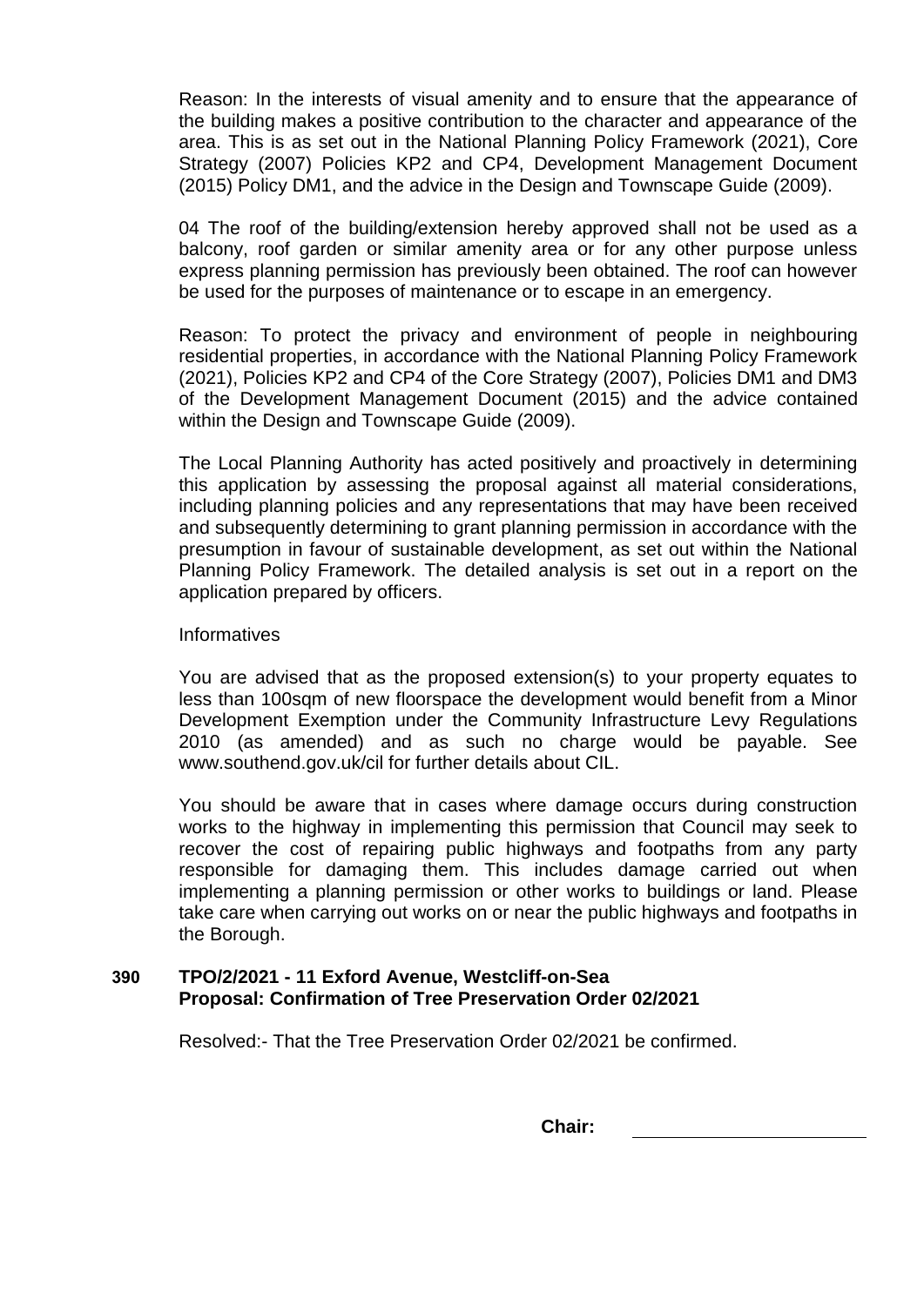Reason: In the interests of visual amenity and to ensure that the appearance of the building makes a positive contribution to the character and appearance of the area. This is as set out in the National Planning Policy Framework (2021), Core Strategy (2007) Policies KP2 and CP4, Development Management Document (2015) Policy DM1, and the advice in the Design and Townscape Guide (2009).

04 The roof of the building/extension hereby approved shall not be used as a balcony, roof garden or similar amenity area or for any other purpose unless express planning permission has previously been obtained. The roof can however be used for the purposes of maintenance or to escape in an emergency.

Reason: To protect the privacy and environment of people in neighbouring residential properties, in accordance with the National Planning Policy Framework (2021), Policies KP2 and CP4 of the Core Strategy (2007), Policies DM1 and DM3 of the Development Management Document (2015) and the advice contained within the Design and Townscape Guide (2009).

The Local Planning Authority has acted positively and proactively in determining this application by assessing the proposal against all material considerations, including planning policies and any representations that may have been received and subsequently determining to grant planning permission in accordance with the presumption in favour of sustainable development, as set out within the National Planning Policy Framework. The detailed analysis is set out in a report on the application prepared by officers.

Informatives

You are advised that as the proposed extension(s) to your property equates to less than 100sqm of new floorspace the development would benefit from a Minor Development Exemption under the Community Infrastructure Levy Regulations 2010 (as amended) and as such no charge would be payable. See www.southend.gov.uk/cil for further details about CIL.

You should be aware that in cases where damage occurs during construction works to the highway in implementing this permission that Council may seek to recover the cost of repairing public highways and footpaths from any party responsible for damaging them. This includes damage carried out when implementing a planning permission or other works to buildings or land. Please take care when carrying out works on or near the public highways and footpaths in the Borough.

**390 TPO/2/2021 - 11 Exford Avenue, Westcliff-on-Sea**
**Proposal: Confirmation of Tree Preservation Order 02/2021**

Resolved:- That the Tree Preservation Order 02/2021 be confirmed.

**Chair:** ______________________